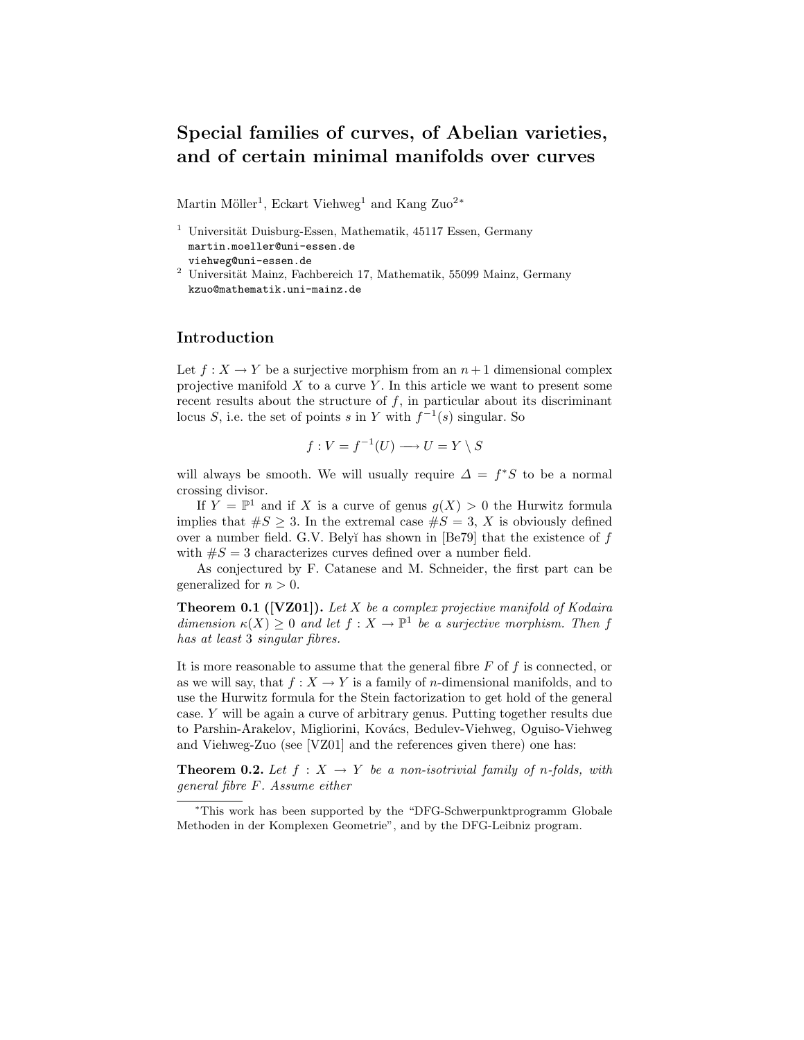# Special families of curves, of Abelian varieties, and of certain minimal manifolds over curves

Martin Möller[1], Eckart Viehweg[1] and Kang Zuo[2]*

[1] Universität Duisburg-Essen, Mathematik, 45117 Essen, Germany
martin.moeller@uni-essen.de
viehweg@uni-essen.de

[2] Universität Mainz, Fachbereich 17, Mathematik, 55099 Mainz, Germany
kzuo@mathematik.uni-mainz.de

## Introduction

Let $f : X \to Y$ be a surjective morphism from an $n+1$ dimensional complex projective manifold $X$ to a curve $Y$. In this article we want to present some recent results about the structure of $f$, in particular about its discriminant locus $S$, i.e. the set of points $s$ in $Y$ with $f^{-1}(s)$ singular. So

$$f : V = f^{-1}(U) \longrightarrow U = Y \setminus S$$

will always be smooth. We will usually require $\Delta = f^*S$ to be a normal crossing divisor.

If $Y = \mathbb{P}^1$ and if $X$ is a curve of genus $g(X) > 0$ the Hurwitz formula implies that $\#S \geq 3$. In the extremal case $\#S = 3$, $X$ is obviously defined over a number field. G.V. Belyĭ has shown in [Be79] that the existence of $f$ with $\#S = 3$ characterizes curves defined over a number field.

As conjectured by F. Catanese and M. Schneider, the first part can be generalized for $n > 0$.

**Theorem 0.1 ([VZ01]).** *Let $X$ be a complex projective manifold of Kodaira dimension $\kappa(X) \geq 0$ and let $f : X \to \mathbb{P}^1$ be a surjective morphism. Then $f$ has at least 3 singular fibres.*

It is more reasonable to assume that the general fibre $F$ of $f$ is connected, or as we will say, that $f : X \to Y$ is a family of $n$-dimensional manifolds, and to use the Hurwitz formula for the Stein factorization to get hold of the general case. $Y$ will be again a curve of arbitrary genus. Putting together results due to Parshin-Arakelov, Migliorini, Kovács, Bedulev-Viehweg, Oguiso-Viehweg and Viehweg-Zuo (see [VZ01] and the references given there) one has:

**Theorem 0.2.** *Let $f : X \to Y$ be a non-isotrivial family of $n$-folds, with general fibre $F$. Assume either*

---

*This work has been supported by the "DFG-Schwerpunktprogramm Globale Methoden in der Komplexen Geometrie", and by the DFG-Leibniz program.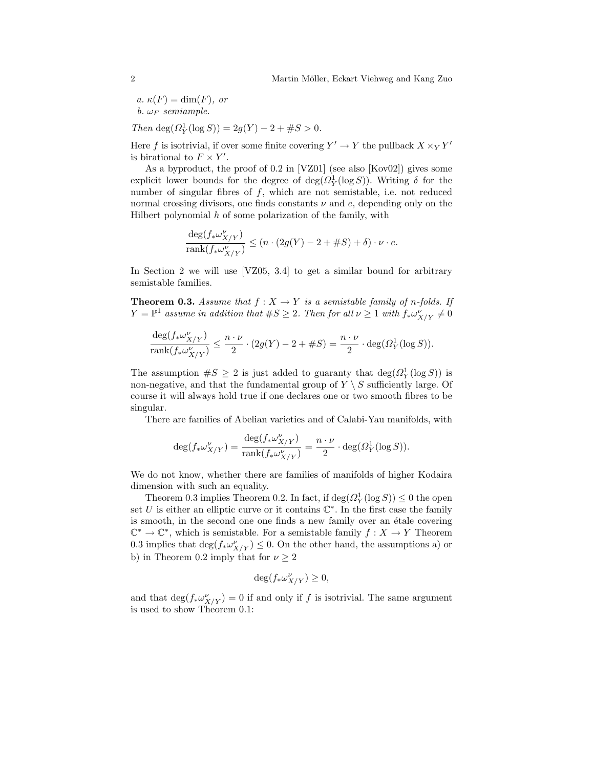*a.* $\kappa(F) = \dim(F)$*, or*

*b.* $\omega_F$ *semiample.*

*Then* $\deg(\Omega^1_Y(\log S)) = 2g(Y) - 2 + \#S > 0$.

Here $f$ is isotrivial, if over some finite covering $Y' \to Y$ the pullback $X \times_Y Y'$ is birational to $F \times Y'$.

As a byproduct, the proof of 0.2 in [VZ01] (see also [Kov02]) gives some explicit lower bounds for the degree of $\deg(\Omega^1_Y(\log S))$. Writing $\delta$ for the number of singular fibres of $f$, which are not semistable, i.e. not reduced normal crossing divisors, one finds constants $\nu$ and $e$, depending only on the Hilbert polynomial $h$ of some polarization of the family, with

$$\frac{\deg(f_*\omega^\nu_{X/Y})}{\operatorname{rank}(f_*\omega^\nu_{X/Y})} \leq (n \cdot (2g(Y) - 2 + \#S) + \delta) \cdot \nu \cdot e.$$

In Section 2 we will use [VZ05, 3.4] to get a similar bound for arbitrary semistable families.

**Theorem 0.3.** *Assume that* $f : X \to Y$ *is a semistable family of n-folds. If* $Y = \mathbb{P}^1$ *assume in addition that* $\#S \geq 2$*. Then for all* $\nu \geq 1$ *with* $f_*\omega^\nu_{X/Y} \neq 0$

$$\frac{\deg(f_*\omega^\nu_{X/Y})}{\operatorname{rank}(f_*\omega^\nu_{X/Y})} \leq \frac{n \cdot \nu}{2} \cdot (2g(Y) - 2 + \#S) = \frac{n \cdot \nu}{2} \cdot \deg(\Omega^1_Y(\log S)).$$

The assumption $\#S \geq 2$ is just added to guaranty that $\deg(\Omega^1_Y(\log S))$ is non-negative, and that the fundamental group of $Y \setminus S$ sufficiently large. Of course it will always hold true if one declares one or two smooth fibres to be singular.

There are families of Abelian varieties and of Calabi-Yau manifolds, with

$$\deg(f_*\omega^\nu_{X/Y}) = \frac{\deg(f_*\omega^\nu_{X/Y})}{\operatorname{rank}(f_*\omega^\nu_{X/Y})} = \frac{n \cdot \nu}{2} \cdot \deg(\Omega^1_Y(\log S)).$$

We do not know, whether there are families of manifolds of higher Kodaira dimension with such an equality.

Theorem 0.3 implies Theorem 0.2. In fact, if $\deg(\Omega^1_Y(\log S)) \leq 0$ the open set $U$ is either an elliptic curve or it contains $\mathbb{C}^*$. In the first case the family is smooth, in the second one one finds a new family over an étale covering $\mathbb{C}^* \to \mathbb{C}^*$, which is semistable. For a semistable family $f : X \to Y$ Theorem 0.3 implies that $\deg(f_*\omega^\nu_{X/Y}) \leq 0$. On the other hand, the assumptions a) or b) in Theorem 0.2 imply that for $\nu \geq 2$

$$\deg(f_*\omega^\nu_{X/Y}) \geq 0,$$

and that $\deg(f_*\omega^\nu_{X/Y}) = 0$ if and only if $f$ is isotrivial. The same argument is used to show Theorem 0.1: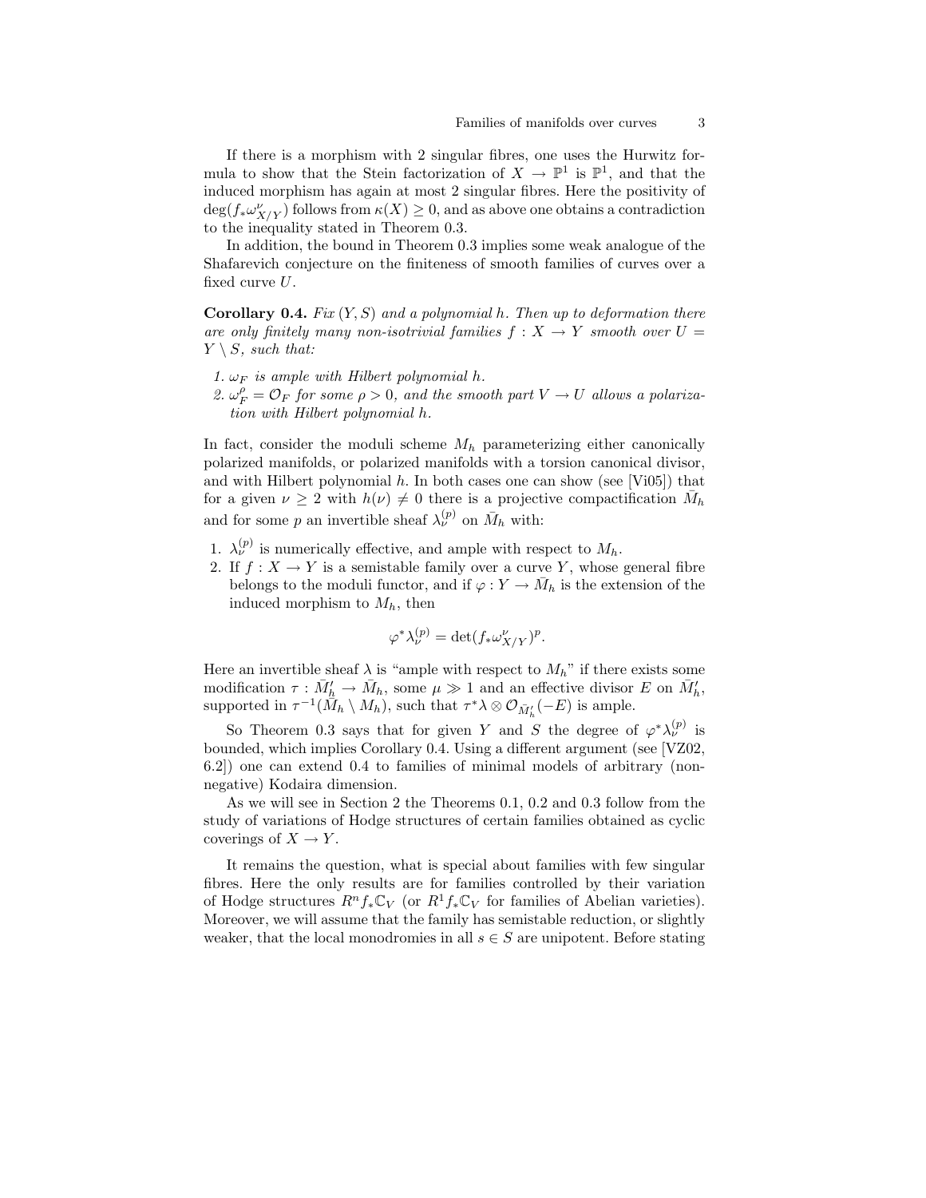If there is a morphism with 2 singular fibres, one uses the Hurwitz formula to show that the Stein factorization of $X \to \mathbb{P}^1$ is $\mathbb{P}^1$, and that the induced morphism has again at most 2 singular fibres. Here the positivity of $\deg(f_*\omega^{\nu}_{X/Y})$ follows from $\kappa(X) \geq 0$, and as above one obtains a contradiction to the inequality stated in Theorem 0.3.

In addition, the bound in Theorem 0.3 implies some weak analogue of the Shafarevich conjecture on the finiteness of smooth families of curves over a fixed curve $U$.

**Corollary 0.4.** *Fix $(Y, S)$ and a polynomial $h$. Then up to deformation there are only finitely many non-isotrivial families $f : X \to Y$ smooth over $U = Y \setminus S$, such that:*

1. *$\omega_F$ is ample with Hilbert polynomial $h$.*
2. *$\omega_F^{\rho} = \mathcal{O}_F$ for some $\rho > 0$, and the smooth part $V \to U$ allows a polarization with Hilbert polynomial $h$.*

In fact, consider the moduli scheme $M_h$ parameterizing either canonically polarized manifolds, or polarized manifolds with a torsion canonical divisor, and with Hilbert polynomial $h$. In both cases one can show (see [Vi05]) that for a given $\nu \geq 2$ with $h(\nu) \neq 0$ there is a projective compactification $\bar{M}_h$ and for some $p$ an invertible sheaf $\lambda_\nu^{(p)}$ on $\bar{M}_h$ with:

1. $\lambda_\nu^{(p)}$ is numerically effective, and ample with respect to $M_h$.
2. If $f : X \to Y$ is a semistable family over a curve $Y$, whose general fibre belongs to the moduli functor, and if $\varphi : Y \to \bar{M}_h$ is the extension of the induced morphism to $M_h$, then

$$\varphi^* \lambda_\nu^{(p)} = \det(f_*\omega^{\nu}_{X/Y})^p.$$

Here an invertible sheaf $\lambda$ is "ample with respect to $M_h$" if there exists some modification $\tau : \bar{M}'_h \to \bar{M}_h$, some $\mu \gg 1$ and an effective divisor $E$ on $\bar{M}'_h$, supported in $\tau^{-1}(\bar{M}_h \setminus M_h)$, such that $\tau^*\lambda \otimes \mathcal{O}_{\bar{M}'_h}(-E)$ is ample.

So Theorem 0.3 says that for given $Y$ and $S$ the degree of $\varphi^*\lambda_\nu^{(p)}$ is bounded, which implies Corollary 0.4. Using a different argument (see [VZ02, 6.2]) one can extend 0.4 to families of minimal models of arbitrary (non-negative) Kodaira dimension.

As we will see in Section 2 the Theorems 0.1, 0.2 and 0.3 follow from the study of variations of Hodge structures of certain families obtained as cyclic coverings of $X \to Y$.

It remains the question, what is special about families with few singular fibres. Here the only results are for families controlled by their variation of Hodge structures $R^n f_*\mathbb{C}_V$ (or $R^1 f_*\mathbb{C}_V$ for families of Abelian varieties). Moreover, we will assume that the family has semistable reduction, or slightly weaker, that the local monodromies in all $s \in S$ are unipotent. Before stating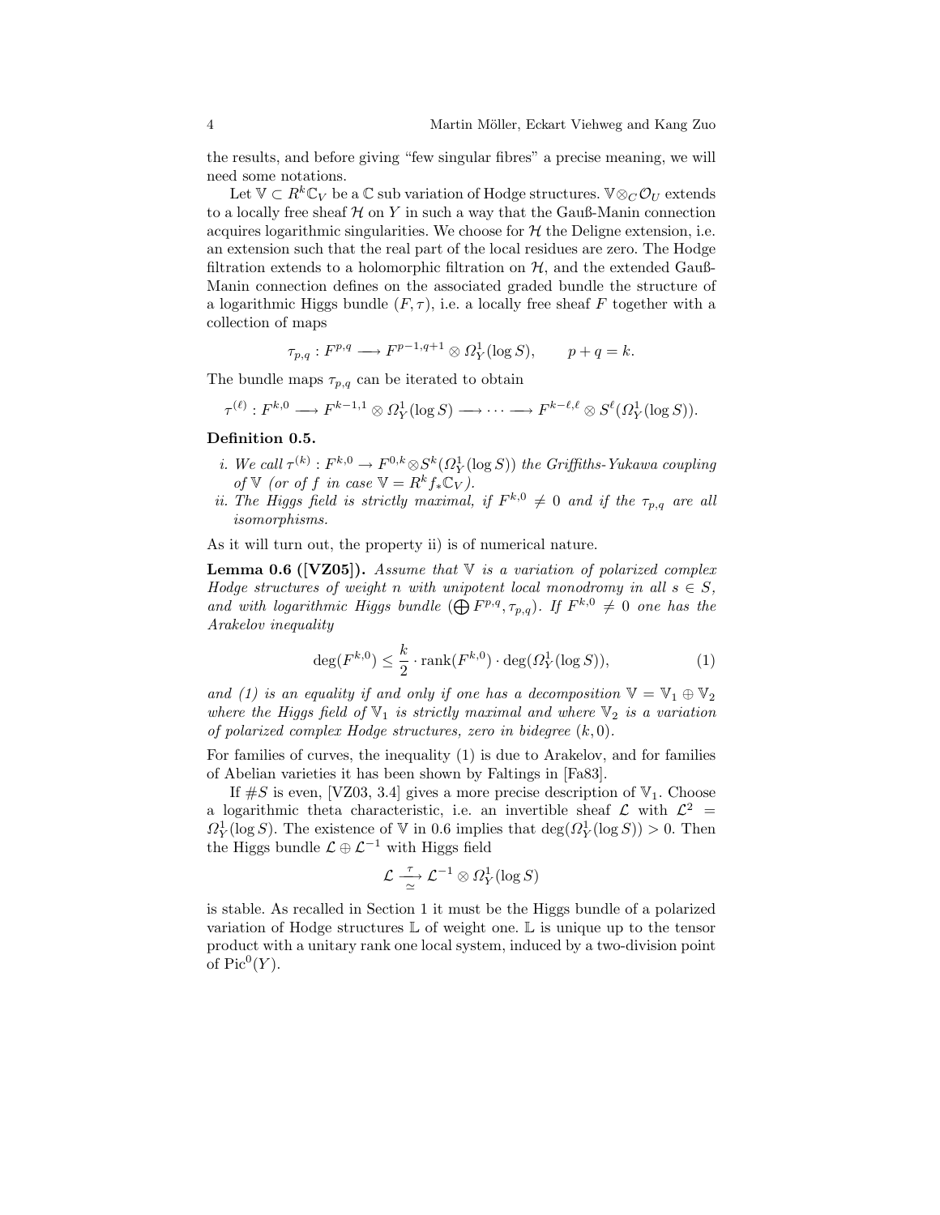the results, and before giving "few singular fibres" a precise meaning, we will need some notations.

Let $\mathbb{V} \subset R^k\mathbb{C}_V$ be a $\mathbb{C}$ sub variation of Hodge structures. $\mathbb{V}\otimes_C \mathcal{O}_U$ extends to a locally free sheaf $\mathcal{H}$ on $Y$ in such a way that the Gauß-Manin connection acquires logarithmic singularities. We choose for $\mathcal{H}$ the Deligne extension, i.e. an extension such that the real part of the local residues are zero. The Hodge filtration extends to a holomorphic filtration on $\mathcal{H}$, and the extended Gauß-Manin connection defines on the associated graded bundle the structure of a logarithmic Higgs bundle $(F, \tau)$, i.e. a locally free sheaf $F$ together with a collection of maps

$$\tau_{p,q} : F^{p,q} \longrightarrow F^{p-1,q+1} \otimes \Omega^1_Y(\log S), \qquad p + q = k.$$

The bundle maps $\tau_{p,q}$ can be iterated to obtain

$$\tau^{(\ell)} : F^{k,0} \longrightarrow F^{k-1,1} \otimes \Omega^1_Y(\log S) \longrightarrow \cdots \longrightarrow F^{k-\ell,\ell} \otimes S^\ell(\Omega^1_Y(\log S)).$$

**Definition 0.5.**

*i. We call $\tau^{(k)} : F^{k,0} \to F^{0,k} \otimes S^k(\Omega^1_Y(\log S))$ the Griffiths-Yukawa coupling of $\mathbb{V}$ (or of $f$ in case $\mathbb{V} = R^k f_*\mathbb{C}_V$).*

*ii. The Higgs field is strictly maximal, if $F^{k,0} \neq 0$ and if the $\tau_{p,q}$ are all isomorphisms.*

As it will turn out, the property ii) is of numerical nature.

**Lemma 0.6 ([VZ05]).** *Assume that $\mathbb{V}$ is a variation of polarized complex Hodge structures of weight $n$ with unipotent local monodromy in all $s \in S$, and with logarithmic Higgs bundle $(\bigoplus F^{p,q}, \tau_{p,q})$. If $F^{k,0} \neq 0$ one has the Arakelov inequality*

$$\deg(F^{k,0}) \leq \frac{k}{2} \cdot \operatorname{rank}(F^{k,0}) \cdot \deg(\Omega^1_Y(\log S)), \tag{1}$$

*and (1) is an equality if and only if one has a decomposition $\mathbb{V} = \mathbb{V}_1 \oplus \mathbb{V}_2$ where the Higgs field of $\mathbb{V}_1$ is strictly maximal and where $\mathbb{V}_2$ is a variation of polarized complex Hodge structures, zero in bidegree $(k, 0)$.*

For families of curves, the inequality (1) is due to Arakelov, and for families of Abelian varieties it has been shown by Faltings in [Fa83].

If $\#S$ is even, [VZ03, 3.4] gives a more precise description of $\mathbb{V}_1$. Choose a logarithmic theta characteristic, i.e. an invertible sheaf $\mathcal{L}$ with $\mathcal{L}^2 = \Omega^1_Y(\log S)$. The existence of $\mathbb{V}$ in 0.6 implies that $\deg(\Omega^1_Y(\log S)) > 0$. Then the Higgs bundle $\mathcal{L} \oplus \mathcal{L}^{-1}$ with Higgs field

$$\mathcal{L} \xrightarrow[\simeq]{\tau} \mathcal{L}^{-1} \otimes \Omega^1_Y(\log S)$$

is stable. As recalled in Section 1 it must be the Higgs bundle of a polarized variation of Hodge structures $\mathbb{L}$ of weight one. $\mathbb{L}$ is unique up to the tensor product with a unitary rank one local system, induced by a two-division point of $\operatorname{Pic}^0(Y)$.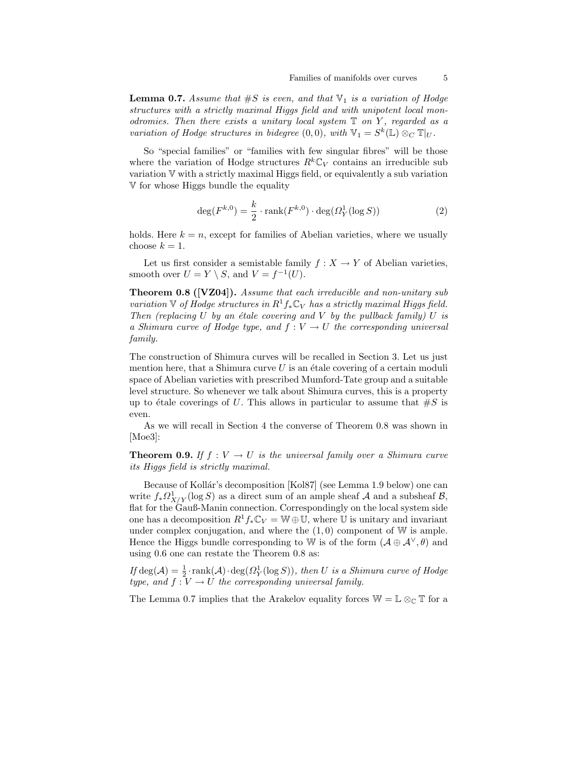**Lemma 0.7.** *Assume that $\#S$ is even, and that $\mathbb{V}_1$ is a variation of Hodge structures with a strictly maximal Higgs field and with unipotent local monodromies. Then there exists a unitary local system $\mathbb{T}$ on $Y$, regarded as a variation of Hodge structures in bidegree $(0,0)$, with $\mathbb{V}_1 = S^k(\mathbb{L}) \otimes_C \mathbb{T}|_U$.*

So "special families" or "families with few singular fibres" will be those where the variation of Hodge structures $R^k\mathbb{C}_V$ contains an irreducible sub variation $\mathbb{V}$ with a strictly maximal Higgs field, or equivalently a sub variation $\mathbb{V}$ for whose Higgs bundle the equality

$$\deg(F^{k,0}) = \frac{k}{2} \cdot \operatorname{rank}(F^{k,0}) \cdot \deg(\Omega^1_Y(\log S)) \tag{2}$$

holds. Here $k = n$, except for families of Abelian varieties, where we usually choose $k = 1$.

Let us first consider a semistable family $f : X \to Y$ of Abelian varieties, smooth over $U = Y \setminus S$, and $V = f^{-1}(U)$.

**Theorem 0.8 ([VZ04]).** *Assume that each irreducible and non-unitary sub variation $\mathbb{V}$ of Hodge structures in $R^1 f_* \mathbb{C}_V$ has a strictly maximal Higgs field. Then (replacing $U$ by an étale covering and $V$ by the pullback family) $U$ is a Shimura curve of Hodge type, and $f : V \to U$ the corresponding universal family.*

The construction of Shimura curves will be recalled in Section 3. Let us just mention here, that a Shimura curve $U$ is an étale covering of a certain moduli space of Abelian varieties with prescribed Mumford-Tate group and a suitable level structure. So whenever we talk about Shimura curves, this is a property up to étale coverings of $U$. This allows in particular to assume that $\#S$ is even.

As we will recall in Section 4 the converse of Theorem 0.8 was shown in [Moe3]:

**Theorem 0.9.** *If $f : V \to U$ is the universal family over a Shimura curve its Higgs field is strictly maximal.*

Because of Kollár's decomposition [Kol87] (see Lemma 1.9 below) one can write $f_*\Omega^1_{X/Y}(\log S)$ as a direct sum of an ample sheaf $\mathcal{A}$ and a subsheaf $\mathcal{B}$, flat for the Gauß-Manin connection. Correspondingly on the local system side one has a decomposition $R^1 f_* \mathbb{C}_V = \mathbb{W} \oplus \mathbb{U}$, where $\mathbb{U}$ is unitary and invariant under complex conjugation, and where the $(1,0)$ component of $\mathbb{W}$ is ample. Hence the Higgs bundle corresponding to $\mathbb{W}$ is of the form $(\mathcal{A} \oplus \mathcal{A}^\vee, \theta)$ and using 0.6 one can restate the Theorem 0.8 as:

*If $\deg(\mathcal{A}) = \frac{1}{2} \cdot \operatorname{rank}(\mathcal{A}) \cdot \deg(\Omega^1_Y(\log S))$, then $U$ is a Shimura curve of Hodge type, and $f : V \to U$ the corresponding universal family.*

The Lemma 0.7 implies that the Arakelov equality forces $\mathbb{W} = \mathbb{L} \otimes_{\mathbb{C}} \mathbb{T}$ for a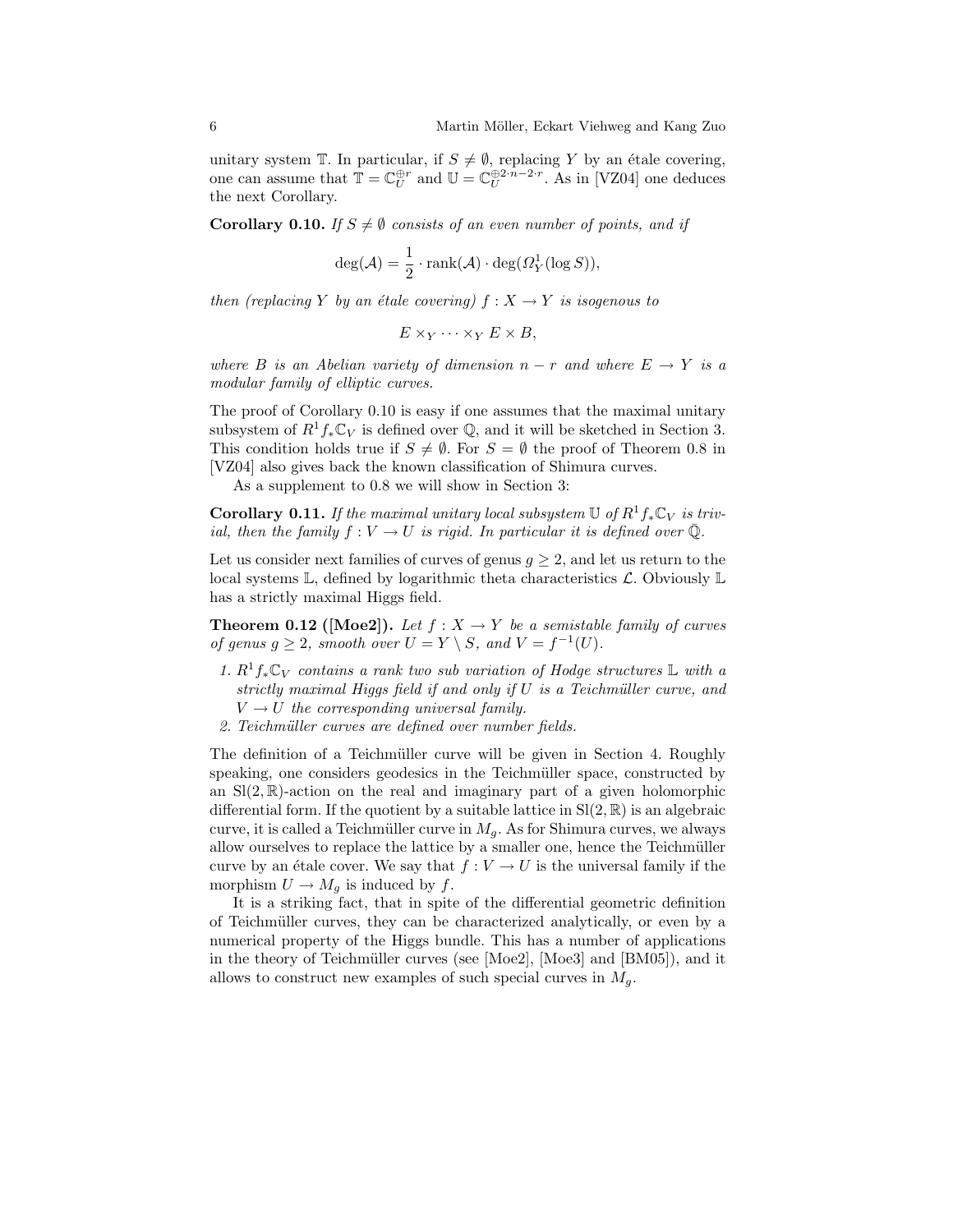unitary system $\mathbb{T}$. In particular, if $S \neq \emptyset$, replacing $Y$ by an étale covering, one can assume that $\mathbb{T} = \mathbb{C}_U^{\oplus r}$ and $\mathbb{U} = \mathbb{C}_U^{\oplus 2\cdot n - 2\cdot r}$. As in [VZ04] one deduces the next Corollary.

**Corollary 0.10.** *If $S \neq \emptyset$ consists of an even number of points, and if*

$$\deg(\mathcal{A}) = \frac{1}{2} \cdot \operatorname{rank}(\mathcal{A}) \cdot \deg(\Omega_Y^1(\log S)),$$

*then (replacing $Y$ by an étale covering) $f : X \to Y$ is isogenous to*

$$E \times_Y \cdots \times_Y E \times B,$$

*where $B$ is an Abelian variety of dimension $n - r$ and where $E \to Y$ is a modular family of elliptic curves.*

The proof of Corollary 0.10 is easy if one assumes that the maximal unitary subsystem of $R^1 f_* \mathbb{C}_V$ is defined over $\mathbb{Q}$, and it will be sketched in Section 3. This condition holds true if $S \neq \emptyset$. For $S = \emptyset$ the proof of Theorem 0.8 in [VZ04] also gives back the known classification of Shimura curves.

As a supplement to 0.8 we will show in Section 3:

**Corollary 0.11.** *If the maximal unitary local subsystem $\mathbb{U}$ of $R^1 f_* \mathbb{C}_V$ is trivial, then the family $f : V \to U$ is rigid. In particular it is defined over $\bar{\mathbb{Q}}$.*

Let us consider next families of curves of genus $g \geq 2$, and let us return to the local systems $\mathbb{L}$, defined by logarithmic theta characteristics $\mathcal{L}$. Obviously $\mathbb{L}$ has a strictly maximal Higgs field.

**Theorem 0.12 ([Moe2]).** *Let $f : X \to Y$ be a semistable family of curves of genus $g \geq 2$, smooth over $U = Y \setminus S$, and $V = f^{-1}(U)$.*

1. *$R^1 f_* \mathbb{C}_V$ contains a rank two sub variation of Hodge structures $\mathbb{L}$ with a strictly maximal Higgs field if and only if $U$ is a Teichmüller curve, and $V \to U$ the corresponding universal family.*
2. *Teichmüller curves are defined over number fields.*

The definition of a Teichmüller curve will be given in Section 4. Roughly speaking, one considers geodesics in the Teichmüller space, constructed by an $\mathrm{Sl}(2, \mathbb{R})$-action on the real and imaginary part of a given holomorphic differential form. If the quotient by a suitable lattice in $\mathrm{Sl}(2, \mathbb{R})$ is an algebraic curve, it is called a Teichmüller curve in $M_g$. As for Shimura curves, we always allow ourselves to replace the lattice by a smaller one, hence the Teichmüller curve by an étale cover. We say that $f : V \to U$ is the universal family if the morphism $U \to M_g$ is induced by $f$.

It is a striking fact, that in spite of the differential geometric definition of Teichmüller curves, they can be characterized analytically, or even by a numerical property of the Higgs bundle. This has a number of applications in the theory of Teichmüller curves (see [Moe2], [Moe3] and [BM05]), and it allows to construct new examples of such special curves in $M_g$.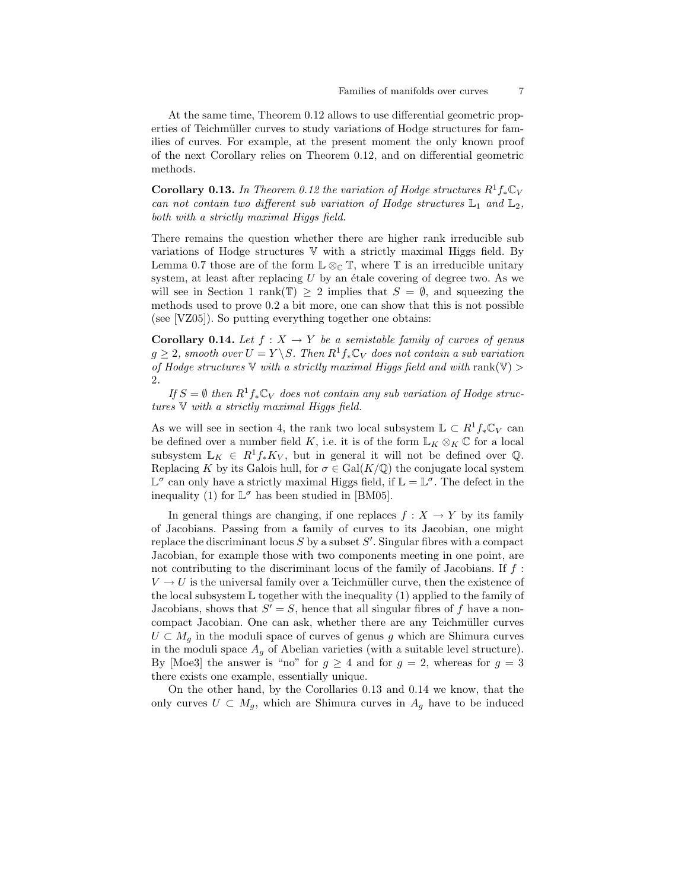At the same time, Theorem 0.12 allows to use differential geometric properties of Teichmüller curves to study variations of Hodge structures for families of curves. For example, at the present moment the only known proof of the next Corollary relies on Theorem 0.12, and on differential geometric methods.

**Corollary 0.13.** *In Theorem 0.12 the variation of Hodge structures $R^1f_*\mathbb{C}_V$ can not contain two different sub variation of Hodge structures $\mathbb{L}_1$ and $\mathbb{L}_2$, both with a strictly maximal Higgs field.*

There remains the question whether there are higher rank irreducible sub variations of Hodge structures $\mathbb{V}$ with a strictly maximal Higgs field. By Lemma 0.7 those are of the form $\mathbb{L} \otimes_{\mathbb{C}} \mathbb{T}$, where $\mathbb{T}$ is an irreducible unitary system, at least after replacing $U$ by an étale covering of degree two. As we will see in Section 1 $\mathrm{rank}(\mathbb{T}) \geq 2$ implies that $S = \emptyset$, and squeezing the methods used to prove 0.2 a bit more, one can show that this is not possible (see [VZ05]). So putting everything together one obtains:

**Corollary 0.14.** *Let $f : X \to Y$ be a semistable family of curves of genus $g \geq 2$, smooth over $U = Y \setminus S$. Then $R^1f_*\mathbb{C}_V$ does not contain a sub variation of Hodge structures $\mathbb{V}$ with a strictly maximal Higgs field and with $\mathrm{rank}(\mathbb{V}) > 2$.*

*If $S = \emptyset$ then $R^1f_*\mathbb{C}_V$ does not contain any sub variation of Hodge structures $\mathbb{V}$ with a strictly maximal Higgs field.*

As we will see in section 4, the rank two local subsystem $\mathbb{L} \subset R^1f_*\mathbb{C}_V$ can be defined over a number field $K$, i.e. it is of the form $\mathbb{L}_K \otimes_K \mathbb{C}$ for a local subsystem $\mathbb{L}_K \in R^1f_*K_V$, but in general it will not be defined over $\mathbb{Q}$. Replacing $K$ by its Galois hull, for $\sigma \in \mathrm{Gal}(K/\mathbb{Q})$ the conjugate local system $\mathbb{L}^\sigma$ can only have a strictly maximal Higgs field, if $\mathbb{L} = \mathbb{L}^\sigma$. The defect in the inequality (1) for $\mathbb{L}^\sigma$ has been studied in [BM05].

In general things are changing, if one replaces $f : X \to Y$ by its family of Jacobians. Passing from a family of curves to its Jacobian, one might replace the discriminant locus $S$ by a subset $S'$. Singular fibres with a compact Jacobian, for example those with two components meeting in one point, are not contributing to the discriminant locus of the family of Jacobians. If $f : V \to U$ is the universal family over a Teichmüller curve, then the existence of the local subsystem $\mathbb{L}$ together with the inequality (1) applied to the family of Jacobians, shows that $S' = S$, hence that all singular fibres of $f$ have a non-compact Jacobian. One can ask, whether there are any Teichmüller curves $U \subset M_g$ in the moduli space of curves of genus $g$ which are Shimura curves in the moduli space $A_g$ of Abelian varieties (with a suitable level structure). By [Moe3] the answer is "no" for $g \geq 4$ and for $g = 2$, whereas for $g = 3$ there exists one example, essentially unique.

On the other hand, by the Corollaries 0.13 and 0.14 we know, that the only curves $U \subset M_g$, which are Shimura curves in $A_g$ have to be induced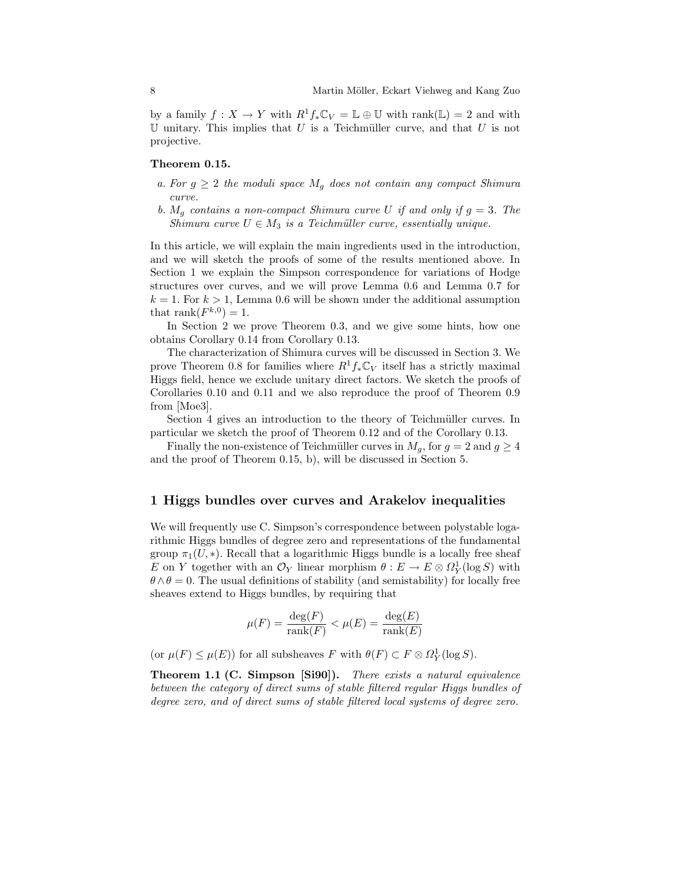by a family $f : X \to Y$ with $R^1 f_* \mathbb{C}_V = \mathbb{L} \oplus \mathbb{U}$ with $\mathrm{rank}(\mathbb{L}) = 2$ and with $\mathbb{U}$ unitary. This implies that $U$ is a Teichmüller curve, and that $U$ is not projective.

**Theorem 0.15.**

*a. For $g \geq 2$ the moduli space $M_g$ does not contain any compact Shimura curve.*

*b. $M_g$ contains a non-compact Shimura curve $U$ if and only if $g = 3$. The Shimura curve $U \in M_3$ is a Teichmüller curve, essentially unique.*

In this article, we will explain the main ingredients used in the introduction, and we will sketch the proofs of some of the results mentioned above. In Section 1 we explain the Simpson correspondence for variations of Hodge structures over curves, and we will prove Lemma 0.6 and Lemma 0.7 for $k = 1$. For $k > 1$, Lemma 0.6 will be shown under the additional assumption that $\mathrm{rank}(F^{k,0}) = 1$.

In Section 2 we prove Theorem 0.3, and we give some hints, how one obtains Corollary 0.14 from Corollary 0.13.

The characterization of Shimura curves will be discussed in Section 3. We prove Theorem 0.8 for families where $R^1 f_* \mathbb{C}_V$ itself has a strictly maximal Higgs field, hence we exclude unitary direct factors. We sketch the proofs of Corollaries 0.10 and 0.11 and we also reproduce the proof of Theorem 0.9 from [Moe3].

Section 4 gives an introduction to the theory of Teichmüller curves. In particular we sketch the proof of Theorem 0.12 and of the Corollary 0.13.

Finally the non-existence of Teichmüller curves in $M_g$, for $g = 2$ and $g \geq 4$ and the proof of Theorem 0.15, b), will be discussed in Section 5.

## 1 Higgs bundles over curves and Arakelov inequalities

We will frequently use C. Simpson's correspondence between polystable logarithmic Higgs bundles of degree zero and representations of the fundamental group $\pi_1(U, *)$. Recall that a logarithmic Higgs bundle is a locally free sheaf $E$ on $Y$ together with an $\mathcal{O}_Y$ linear morphism $\theta : E \to E \otimes \Omega^1_Y(\log S)$ with $\theta \wedge \theta = 0$. The usual definitions of stability (and semistability) for locally free sheaves extend to Higgs bundles, by requiring that

$$\mu(F) = \frac{\deg(F)}{\mathrm{rank}(F)} < \mu(E) = \frac{\deg(E)}{\mathrm{rank}(E)}$$

(or $\mu(F) \leq \mu(E)$) for all subsheaves $F$ with $\theta(F) \subset F \otimes \Omega^1_Y(\log S)$.

**Theorem 1.1 (C. Simpson [Si90]).** *There exists a natural equivalence between the category of direct sums of stable filtered regular Higgs bundles of degree zero, and of direct sums of stable filtered local systems of degree zero.*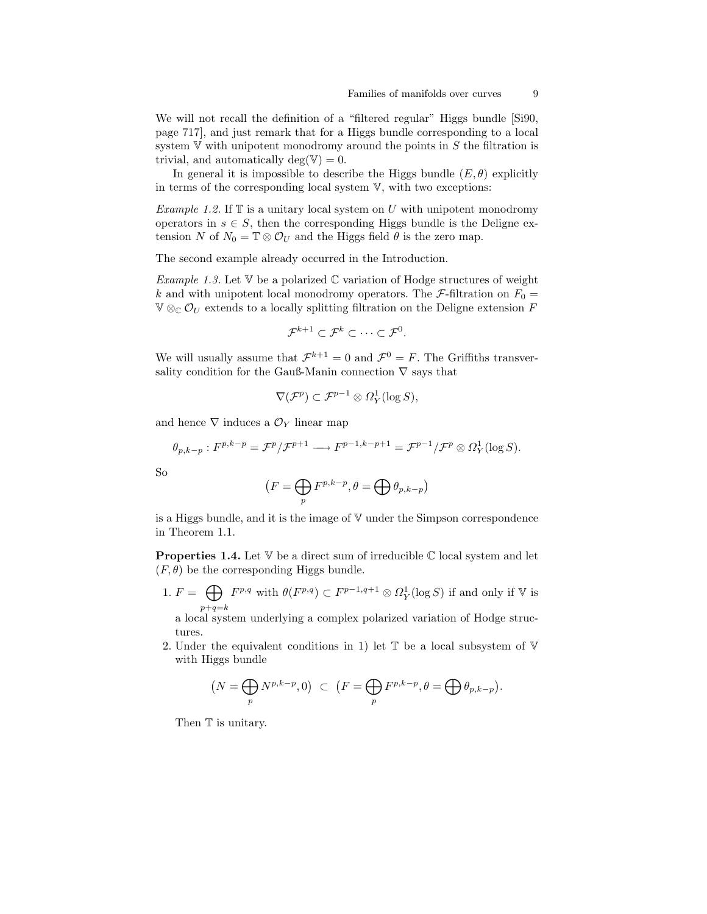We will not recall the definition of a "filtered regular" Higgs bundle [Si90, page 717], and just remark that for a Higgs bundle corresponding to a local system $\mathbb{V}$ with unipotent monodromy around the points in $S$ the filtration is trivial, and automatically $\deg(\mathbb{V}) = 0$.

In general it is impossible to describe the Higgs bundle $(E, \theta)$ explicitly in terms of the corresponding local system $\mathbb{V}$, with two exceptions:

*Example 1.2.* If $\mathbb{T}$ is a unitary local system on $U$ with unipotent monodromy operators in $s \in S$, then the corresponding Higgs bundle is the Deligne extension $N$ of $N_0 = \mathbb{T} \otimes \mathcal{O}_U$ and the Higgs field $\theta$ is the zero map.

The second example already occurred in the Introduction.

*Example 1.3.* Let $\mathbb{V}$ be a polarized $\mathbb{C}$ variation of Hodge structures of weight $k$ and with unipotent local monodromy operators. The $\mathcal{F}$-filtration on $F_0 = \mathbb{V} \otimes_{\mathbb{C}} \mathcal{O}_U$ extends to a locally splitting filtration on the Deligne extension $F$

$$\mathcal{F}^{k+1} \subset \mathcal{F}^{k} \subset \cdots \subset \mathcal{F}^{0}.$$

We will usually assume that $\mathcal{F}^{k+1} = 0$ and $\mathcal{F}^0 = F$. The Griffiths transversality condition for the Gauß-Manin connection $\nabla$ says that

$$\nabla(\mathcal{F}^p) \subset \mathcal{F}^{p-1} \otimes \Omega^1_Y(\log S),$$

and hence $\nabla$ induces a $\mathcal{O}_Y$ linear map

$$\theta_{p,k-p} : F^{p,k-p} = \mathcal{F}^p/\mathcal{F}^{p+1} \longrightarrow F^{p-1,k-p+1} = \mathcal{F}^{p-1}/\mathcal{F}^{p} \otimes \Omega^1_Y(\log S).$$

So

$$\big(F = \bigoplus_p F^{p,k-p}, \theta = \bigoplus \theta_{p,k-p}\big)$$

is a Higgs bundle, and it is the image of $\mathbb{V}$ under the Simpson correspondence in Theorem 1.1.

**Properties 1.4.** Let $\mathbb{V}$ be a direct sum of irreducible $\mathbb{C}$ local system and let $(F, \theta)$ be the corresponding Higgs bundle.

1. $F = \bigoplus_{p+q=k} F^{p,q}$ with $\theta(F^{p,q}) \subset F^{p-1,q+1} \otimes \Omega^1_Y(\log S)$ if and only if $\mathbb{V}$ is a local system underlying a complex polarized variation of Hodge structures.
2. Under the equivalent conditions in 1) let $\mathbb{T}$ be a local subsystem of $\mathbb{V}$ with Higgs bundle

$$\big(N = \bigoplus_p N^{p,k-p}, 0\big) \;\subset\; \big(F = \bigoplus_p F^{p,k-p}, \theta = \bigoplus \theta_{p,k-p}\big).$$

   Then $\mathbb{T}$ is unitary.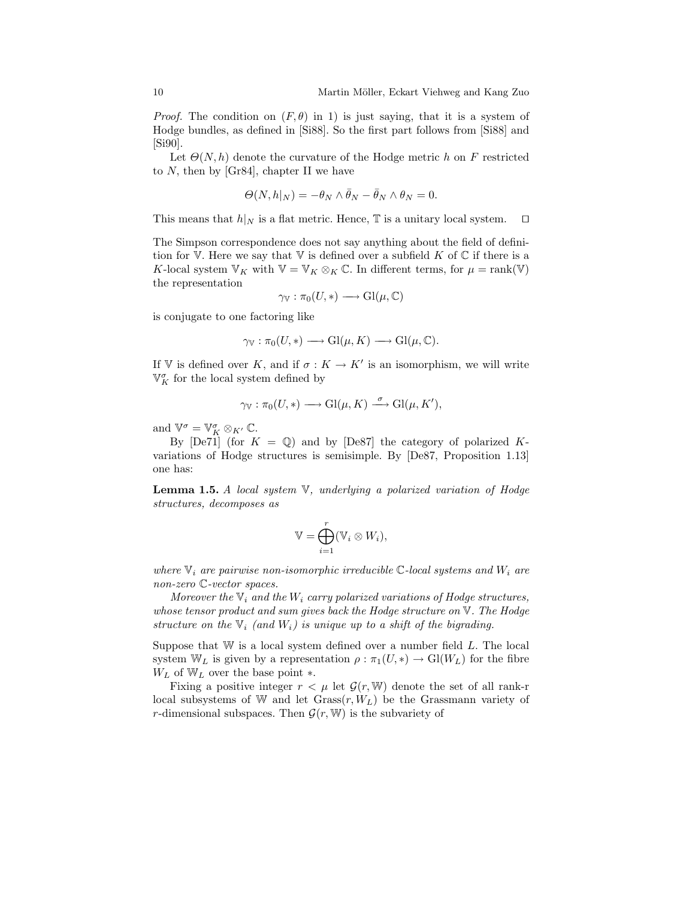*Proof.* The condition on $(F, \theta)$ in 1) is just saying, that it is a system of Hodge bundles, as defined in [Si88]. So the first part follows from [Si88] and [Si90].

Let $\Theta(N, h)$ denote the curvature of the Hodge metric $h$ on $F$ restricted to $N$, then by [Gr84], chapter II we have

$$\Theta(N, h|_N) = -\theta_N \wedge \bar{\theta}_N - \bar{\theta}_N \wedge \theta_N = 0.$$

This means that $h|_N$ is a flat metric. Hence, $\mathbb{T}$ is a unitary local system. $\square$

The Simpson correspondence does not say anything about the field of definition for $\mathbb{V}$. Here we say that $\mathbb{V}$ is defined over a subfield $K$ of $\mathbb{C}$ if there is a $K$-local system $\mathbb{V}_K$ with $\mathbb{V} = \mathbb{V}_K \otimes_K \mathbb{C}$. In different terms, for $\mu = \mathrm{rank}(\mathbb{V})$ the representation

$$\gamma_{\mathbb{V}} : \pi_0(U, *) \longrightarrow \mathrm{Gl}(\mu, \mathbb{C})$$

is conjugate to one factoring like

$$\gamma_{\mathbb{V}} : \pi_0(U, *) \longrightarrow \mathrm{Gl}(\mu, K) \longrightarrow \mathrm{Gl}(\mu, \mathbb{C}).$$

If $\mathbb{V}$ is defined over $K$, and if $\sigma : K \to K'$ is an isomorphism, we will write $\mathbb{V}_K^\sigma$ for the local system defined by

$$\gamma_{\mathbb{V}} : \pi_0(U, *) \longrightarrow \mathrm{Gl}(\mu, K) \xrightarrow{\ \sigma\ } \mathrm{Gl}(\mu, K'),$$

and $\mathbb{V}^\sigma = \mathbb{V}_K^\sigma \otimes_{K'} \mathbb{C}$.

By [De71] (for $K = \mathbb{Q}$) and by [De87] the category of polarized $K$-variations of Hodge structures is semisimple. By [De87, Proposition 1.13] one has:

**Lemma 1.5.** *A local system $\mathbb{V}$, underlying a polarized variation of Hodge structures, decomposes as*

$$\mathbb{V} = \bigoplus_{i=1}^{r} (\mathbb{V}_i \otimes W_i),$$

*where $\mathbb{V}_i$ are pairwise non-isomorphic irreducible $\mathbb{C}$-local systems and $W_i$ are non-zero $\mathbb{C}$-vector spaces.*

*Moreover the $\mathbb{V}_i$ and the $W_i$ carry polarized variations of Hodge structures, whose tensor product and sum gives back the Hodge structure on $\mathbb{V}$. The Hodge structure on the $\mathbb{V}_i$ (and $W_i$) is unique up to a shift of the bigrading.*

Suppose that $\mathbb{W}$ is a local system defined over a number field $L$. The local system $\mathbb{W}_L$ is given by a representation $\rho : \pi_1(U, *) \to \mathrm{Gl}(W_L)$ for the fibre $W_L$ of $\mathbb{W}_L$ over the base point $*$.

Fixing a positive integer $r < \mu$ let $\mathcal{G}(r, \mathbb{W})$ denote the set of all rank-r local subsystems of $\mathbb{W}$ and let $\mathrm{Grass}(r, W_L)$ be the Grassmann variety of $r$-dimensional subspaces. Then $\mathcal{G}(r, \mathbb{W})$ is the subvariety of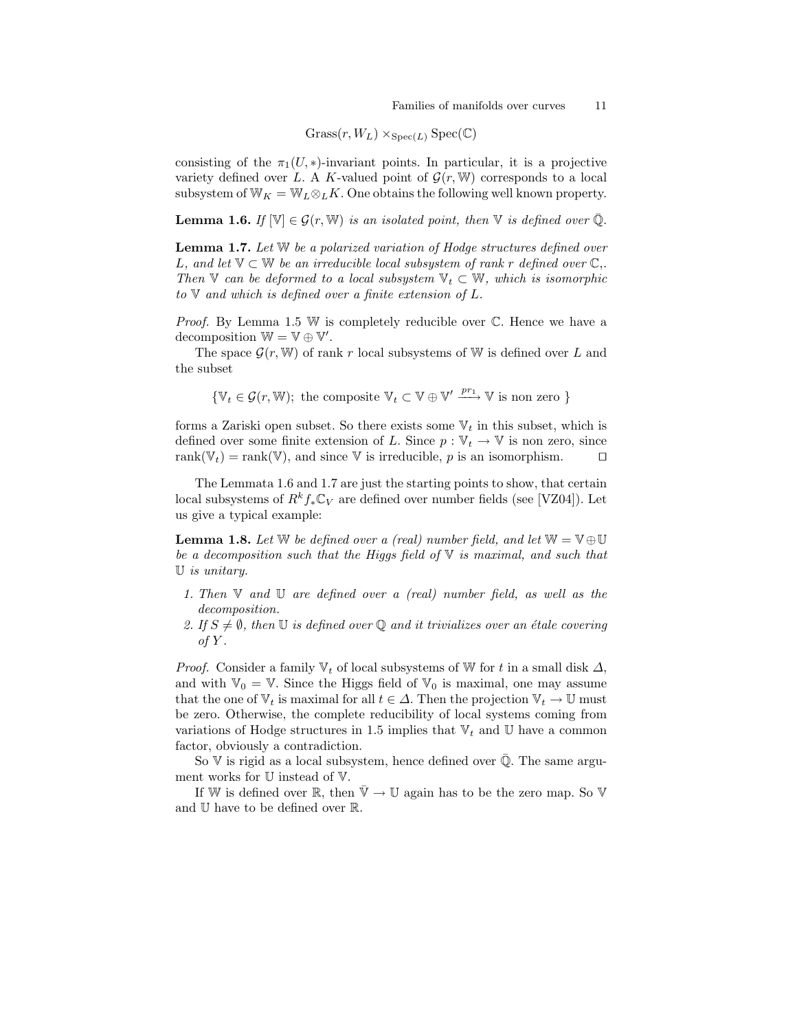$$\mathrm{Grass}(r, W_L) \times_{\mathrm{Spec}(L)} \mathrm{Spec}(\mathbb{C})$$

consisting of the $\pi_1(U,*)$-invariant points. In particular, it is a projective variety defined over $L$. A $K$-valued point of $\mathcal{G}(r,\mathbb{W})$ corresponds to a local subsystem of $\mathbb{W}_K = \mathbb{W}_L \otimes_L K$. One obtains the following well known property.

**Lemma 1.6.** *If $[\mathbb{V}] \in \mathcal{G}(r,\mathbb{W})$ is an isolated point, then $\mathbb{V}$ is defined over $\bar{\mathbb{Q}}$.*

**Lemma 1.7.** *Let $\mathbb{W}$ be a polarized variation of Hodge structures defined over $L$, and let $\mathbb{V} \subset \mathbb{W}$ be an irreducible local subsystem of rank $r$ defined over $\mathbb{C}$,. Then $\mathbb{V}$ can be deformed to a local subsystem $\mathbb{V}_t \subset \mathbb{W}$, which is isomorphic to $\mathbb{V}$ and which is defined over a finite extension of $L$.*

*Proof.* By Lemma 1.5 $\mathbb{W}$ is completely reducible over $\mathbb{C}$. Hence we have a decomposition $\mathbb{W} = \mathbb{V} \oplus \mathbb{V}'$.

The space $\mathcal{G}(r,\mathbb{W})$ of rank $r$ local subsystems of $\mathbb{W}$ is defined over $L$ and the subset

$$\{\mathbb{V}_t \in \mathcal{G}(r,\mathbb{W});\ \text{the composite } \mathbb{V}_t \subset \mathbb{V} \oplus \mathbb{V}' \xrightarrow{pr_1} \mathbb{V} \text{ is non zero }\}$$

forms a Zariski open subset. So there exists some $\mathbb{V}_t$ in this subset, which is defined over some finite extension of $L$. Since $p : \mathbb{V}_t \to \mathbb{V}$ is non zero, since $\mathrm{rank}(\mathbb{V}_t) = \mathrm{rank}(\mathbb{V})$, and since $\mathbb{V}$ is irreducible, $p$ is an isomorphism. $\square$

The Lemmata 1.6 and 1.7 are just the starting points to show, that certain local subsystems of $R^k f_* \mathbb{C}_V$ are defined over number fields (see [VZ04]). Let us give a typical example:

**Lemma 1.8.** *Let $\mathbb{W}$ be defined over a (real) number field, and let $\mathbb{W} = \mathbb{V} \oplus \mathbb{U}$ be a decomposition such that the Higgs field of $\mathbb{V}$ is maximal, and such that $\mathbb{U}$ is unitary.*

1. *Then $\mathbb{V}$ and $\mathbb{U}$ are defined over a (real) number field, as well as the decomposition.*
2. *If $S \neq \emptyset$, then $\mathbb{U}$ is defined over $\mathbb{Q}$ and it trivializes over an étale covering of $Y$.*

*Proof.* Consider a family $\mathbb{V}_t$ of local subsystems of $\mathbb{W}$ for $t$ in a small disk $\Delta$, and with $\mathbb{V}_0 = \mathbb{V}$. Since the Higgs field of $\mathbb{V}_0$ is maximal, one may assume that the one of $\mathbb{V}_t$ is maximal for all $t \in \Delta$. Then the projection $\mathbb{V}_t \to \mathbb{U}$ must be zero. Otherwise, the complete reducibility of local systems coming from variations of Hodge structures in 1.5 implies that $\mathbb{V}_t$ and $\mathbb{U}$ have a common factor, obviously a contradiction.

So $\mathbb{V}$ is rigid as a local subsystem, hence defined over $\bar{\mathbb{Q}}$. The same argument works for $\mathbb{U}$ instead of $\mathbb{V}$.

If $\mathbb{W}$ is defined over $\mathbb{R}$, then $\bar{\mathbb{V}} \to \mathbb{U}$ again has to be the zero map. So $\mathbb{V}$ and $\mathbb{U}$ have to be defined over $\mathbb{R}$.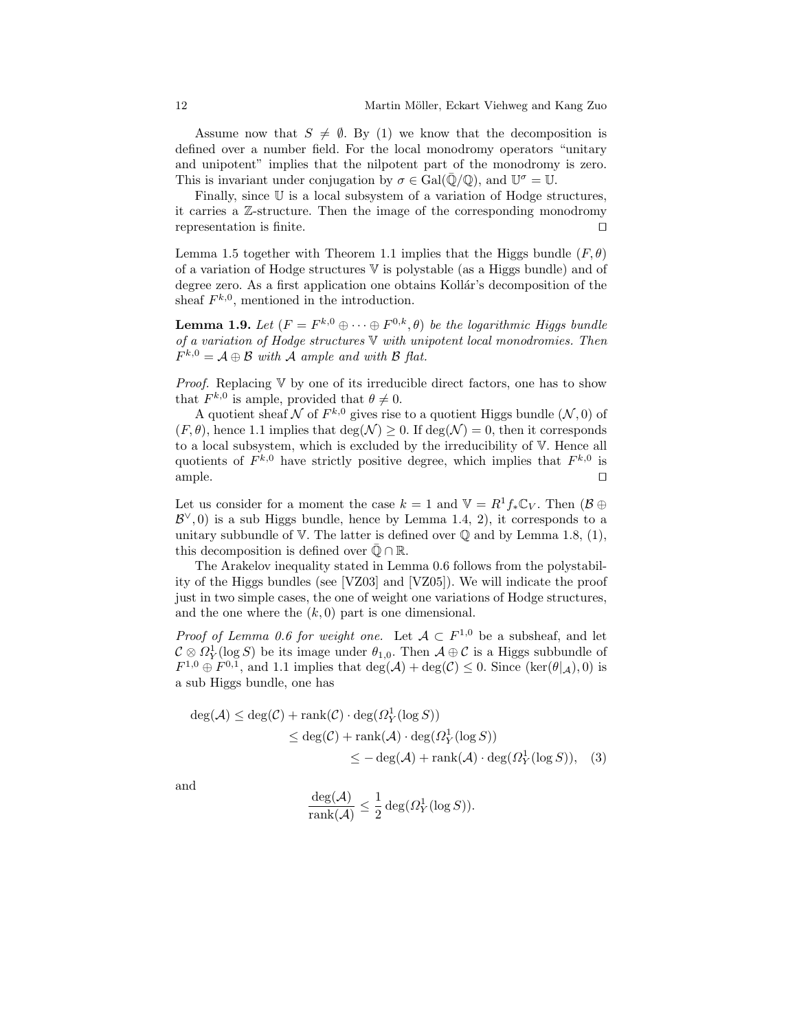Assume now that $S \neq \emptyset$. By (1) we know that the decomposition is defined over a number field. For the local monodromy operators "unitary and unipotent" implies that the nilpotent part of the monodromy is zero. This is invariant under conjugation by $\sigma \in \mathrm{Gal}(\bar{\mathbb{Q}}/\mathbb{Q})$, and $\mathbb{U}^\sigma = \mathbb{U}$.

Finally, since $\mathbb{U}$ is a local subsystem of a variation of Hodge structures, it carries a $\mathbb{Z}$-structure. Then the image of the corresponding monodromy representation is finite. □

Lemma 1.5 together with Theorem 1.1 implies that the Higgs bundle $(F, \theta)$ of a variation of Hodge structures $\mathbb{V}$ is polystable (as a Higgs bundle) and of degree zero. As a first application one obtains Kollár's decomposition of the sheaf $F^{k,0}$, mentioned in the introduction.

**Lemma 1.9.** *Let $(F = F^{k,0} \oplus \cdots \oplus F^{0,k}, \theta)$ be the logarithmic Higgs bundle of a variation of Hodge structures $\mathbb{V}$ with unipotent local monodromies. Then $F^{k,0} = \mathcal{A} \oplus \mathcal{B}$ with $\mathcal{A}$ ample and with $\mathcal{B}$ flat.*

*Proof.* Replacing $\mathbb{V}$ by one of its irreducible direct factors, one has to show that $F^{k,0}$ is ample, provided that $\theta \neq 0$.

A quotient sheaf $\mathcal{N}$ of $F^{k,0}$ gives rise to a quotient Higgs bundle $(\mathcal{N}, 0)$ of $(F, \theta)$, hence 1.1 implies that $\deg(\mathcal{N}) \geq 0$. If $\deg(\mathcal{N}) = 0$, then it corresponds to a local subsystem, which is excluded by the irreducibility of $\mathbb{V}$. Hence all quotients of $F^{k,0}$ have strictly positive degree, which implies that $F^{k,0}$ is ample. □

Let us consider for a moment the case $k = 1$ and $\mathbb{V} = R^1 f_* \mathbb{C}_V$. Then $(\mathcal{B} \oplus \mathcal{B}^\vee, 0)$ is a sub Higgs bundle, hence by Lemma 1.4, 2), it corresponds to a unitary subbundle of $\mathbb{V}$. The latter is defined over $\mathbb{Q}$ and by Lemma 1.8, (1), this decomposition is defined over $\bar{\mathbb{Q}} \cap \mathbb{R}$.

The Arakelov inequality stated in Lemma 0.6 follows from the polystability of the Higgs bundles (see [VZ03] and [VZ05]). We will indicate the proof just in two simple cases, the one of weight one variations of Hodge structures, and the one where the $(k, 0)$ part is one dimensional.

*Proof of Lemma 0.6 for weight one.* Let $\mathcal{A} \subset F^{1,0}$ be a subsheaf, and let $\mathcal{C} \otimes \Omega^1_Y(\log S)$ be its image under $\theta_{1,0}$. Then $\mathcal{A} \oplus \mathcal{C}$ is a Higgs subbundle of $F^{1,0} \oplus F^{0,1}$, and 1.1 implies that $\deg(\mathcal{A}) + \deg(\mathcal{C}) \leq 0$. Since $(\ker(\theta|_{\mathcal{A}}), 0)$ is a sub Higgs bundle, one has

$$
\begin{aligned}
\deg(\mathcal{A}) &\leq \deg(\mathcal{C}) + \mathrm{rank}(\mathcal{C}) \cdot \deg(\Omega^1_Y(\log S)) \\
&\leq \deg(\mathcal{C}) + \mathrm{rank}(\mathcal{A}) \cdot \deg(\Omega^1_Y(\log S)) \\
&\leq -\deg(\mathcal{A}) + \mathrm{rank}(\mathcal{A}) \cdot \deg(\Omega^1_Y(\log S)), \quad (3)
\end{aligned}
$$

and

$$
\frac{\deg(\mathcal{A})}{\mathrm{rank}(\mathcal{A})} \leq \frac{1}{2} \deg(\Omega^1_Y(\log S)).
$$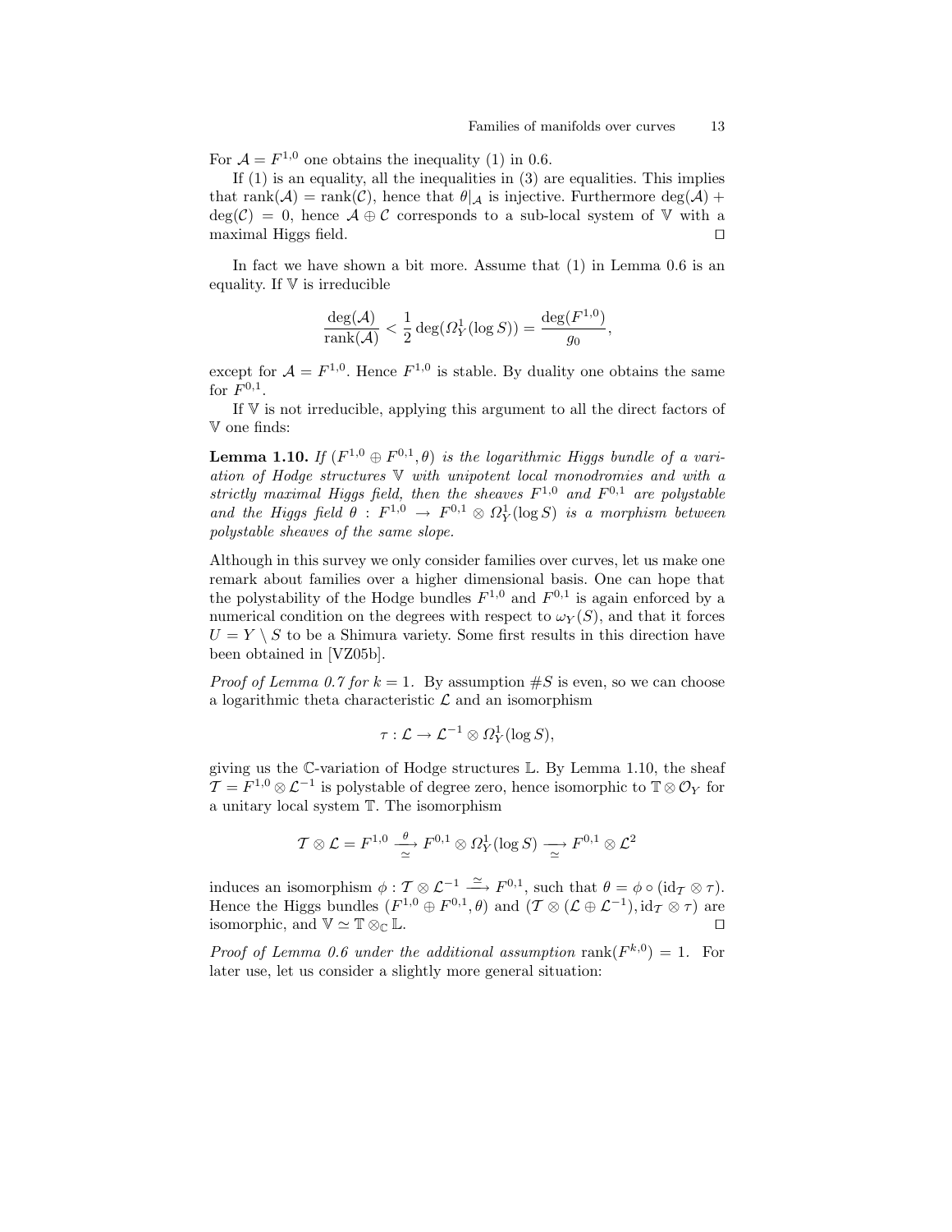For $\mathcal{A} = F^{1,0}$ one obtains the inequality (1) in 0.6.

If (1) is an equality, all the inequalities in (3) are equalities. This implies that $\mathrm{rank}(\mathcal{A}) = \mathrm{rank}(\mathcal{C})$, hence that $\theta|_{\mathcal{A}}$ is injective. Furthermore $\deg(\mathcal{A}) + \deg(\mathcal{C}) = 0$, hence $\mathcal{A} \oplus \mathcal{C}$ corresponds to a sub-local system of $\mathbb{V}$ with a maximal Higgs field. $\square$

In fact we have shown a bit more. Assume that (1) in Lemma 0.6 is an equality. If $\mathbb{V}$ is irreducible

$$\frac{\deg(\mathcal{A})}{\mathrm{rank}(\mathcal{A})} < \frac{1}{2}\deg(\Omega^1_Y(\log S)) = \frac{\deg(F^{1,0})}{g_0},$$

except for $\mathcal{A} = F^{1,0}$. Hence $F^{1,0}$ is stable. By duality one obtains the same for $F^{0,1}$.

If $\mathbb{V}$ is not irreducible, applying this argument to all the direct factors of $\mathbb{V}$ one finds:

**Lemma 1.10.** *If $(F^{1,0} \oplus F^{0,1}, \theta)$ is the logarithmic Higgs bundle of a variation of Hodge structures $\mathbb{V}$ with unipotent local monodromies and with a strictly maximal Higgs field, then the sheaves $F^{1,0}$ and $F^{0,1}$ are polystable and the Higgs field $\theta : F^{1,0} \to F^{0,1} \otimes \Omega^1_Y(\log S)$ is a morphism between polystable sheaves of the same slope.*

Although in this survey we only consider families over curves, let us make one remark about families over a higher dimensional basis. One can hope that the polystability of the Hodge bundles $F^{1,0}$ and $F^{0,1}$ is again enforced by a numerical condition on the degrees with respect to $\omega_Y(S)$, and that it forces $U = Y \setminus S$ to be a Shimura variety. Some first results in this direction have been obtained in [VZ05b].

*Proof of Lemma 0.7 for $k=1$.* By assumption $\#S$ is even, so we can choose a logarithmic theta characteristic $\mathcal{L}$ and an isomorphism

$$\tau : \mathcal{L} \to \mathcal{L}^{-1} \otimes \Omega^1_Y(\log S),$$

giving us the $\mathbb{C}$-variation of Hodge structures $\mathbb{L}$. By Lemma 1.10, the sheaf $\mathcal{T} = F^{1,0} \otimes \mathcal{L}^{-1}$ is polystable of degree zero, hence isomorphic to $\mathbb{T} \otimes \mathcal{O}_Y$ for a unitary local system $\mathbb{T}$. The isomorphism

$$\mathcal{T} \otimes \mathcal{L} = F^{1,0} \xrightarrow[\simeq]{\theta} F^{0,1} \otimes \Omega^1_Y(\log S) \xrightarrow[\simeq]{} F^{0,1} \otimes \mathcal{L}^2$$

induces an isomorphism $\phi : \mathcal{T} \otimes \mathcal{L}^{-1} \xrightarrow{\simeq} F^{0,1}$, such that $\theta = \phi \circ (\mathrm{id}_{\mathcal{T}} \otimes \tau)$. Hence the Higgs bundles $(F^{1,0} \oplus F^{0,1}, \theta)$ and $(\mathcal{T} \otimes (\mathcal{L} \oplus \mathcal{L}^{-1}), \mathrm{id}_{\mathcal{T}} \otimes \tau)$ are isomorphic, and $\mathbb{V} \simeq \mathbb{T} \otimes_{\mathbb{C}} \mathbb{L}$. $\square$

*Proof of Lemma 0.6 under the additional assumption* $\mathrm{rank}(F^{k,0}) = 1$. For later use, let us consider a slightly more general situation: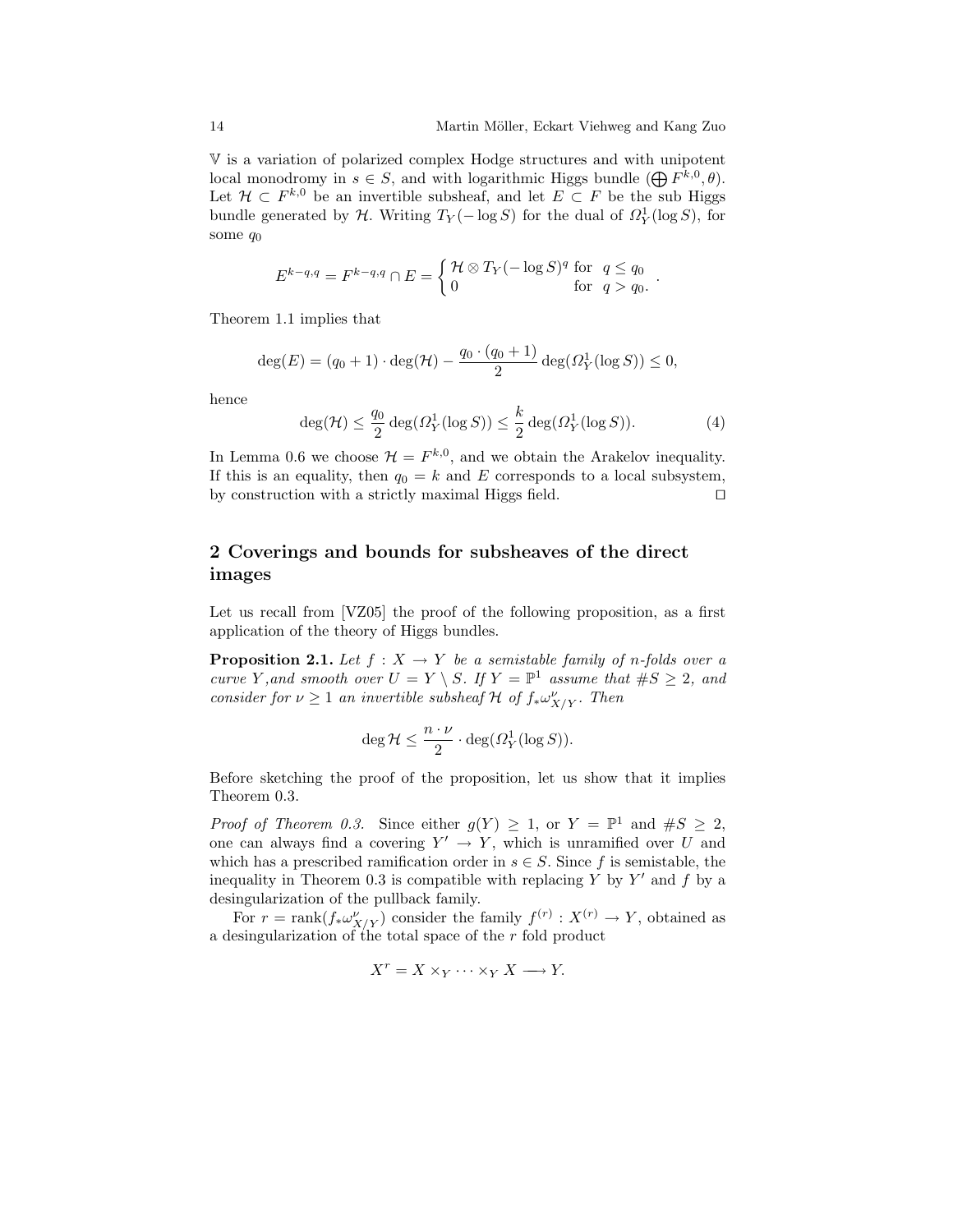$\mathbb{V}$ is a variation of polarized complex Hodge structures and with unipotent local monodromy in $s \in S$, and with logarithmic Higgs bundle $(\bigoplus F^{k,0}, \theta)$. Let $\mathcal{H} \subset F^{k,0}$ be an invertible subsheaf, and let $E \subset F$ be the sub Higgs bundle generated by $\mathcal{H}$. Writing $T_Y(-\log S)$ for the dual of $\Omega^1_Y(\log S)$, for some $q_0$

$$E^{k-q,q} = F^{k-q,q} \cap E = \begin{cases} \mathcal{H} \otimes T_Y(-\log S)^q & \text{for } \ q \leq q_0 \\ 0 & \text{for } \ q > q_0. \end{cases}.$$

Theorem 1.1 implies that

$$\deg(E) = (q_0 + 1) \cdot \deg(\mathcal{H}) - \frac{q_0 \cdot (q_0 + 1)}{2} \deg(\Omega^1_Y(\log S)) \leq 0,$$

hence

$$\deg(\mathcal{H}) \leq \frac{q_0}{2} \deg(\Omega^1_Y(\log S)) \leq \frac{k}{2} \deg(\Omega^1_Y(\log S)). \tag{4}$$

In Lemma 0.6 we choose $\mathcal{H} = F^{k,0}$, and we obtain the Arakelov inequality. If this is an equality, then $q_0 = k$ and $E$ corresponds to a local subsystem, by construction with a strictly maximal Higgs field. □

## 2 Coverings and bounds for subsheaves of the direct images

Let us recall from [VZ05] the proof of the following proposition, as a first application of the theory of Higgs bundles.

**Proposition 2.1.** *Let $f : X \to Y$ be a semistable family of $n$-folds over a curve $Y$, and smooth over $U = Y \setminus S$. If $Y = \mathbb{P}^1$ assume that $\#S \geq 2$, and consider for $\nu \geq 1$ an invertible subsheaf $\mathcal{H}$ of $f_*\omega^\nu_{X/Y}$. Then*

$$\deg \mathcal{H} \leq \frac{n \cdot \nu}{2} \cdot \deg(\Omega^1_Y(\log S)).$$

Before sketching the proof of the proposition, let us show that it implies Theorem 0.3.

*Proof of Theorem 0.3.* Since either $g(Y) \geq 1$, or $Y = \mathbb{P}^1$ and $\#S \geq 2$, one can always find a covering $Y' \to Y$, which is unramified over $U$ and which has a prescribed ramification order in $s \in S$. Since $f$ is semistable, the inequality in Theorem 0.3 is compatible with replacing $Y$ by $Y'$ and $f$ by a desingularization of the pullback family.

For $r = \operatorname{rank}(f_*\omega^\nu_{X/Y})$ consider the family $f^{(r)} : X^{(r)} \to Y$, obtained as a desingularization of the total space of the $r$ fold product

$$X^r = X \times_Y \cdots \times_Y X \longrightarrow Y.$$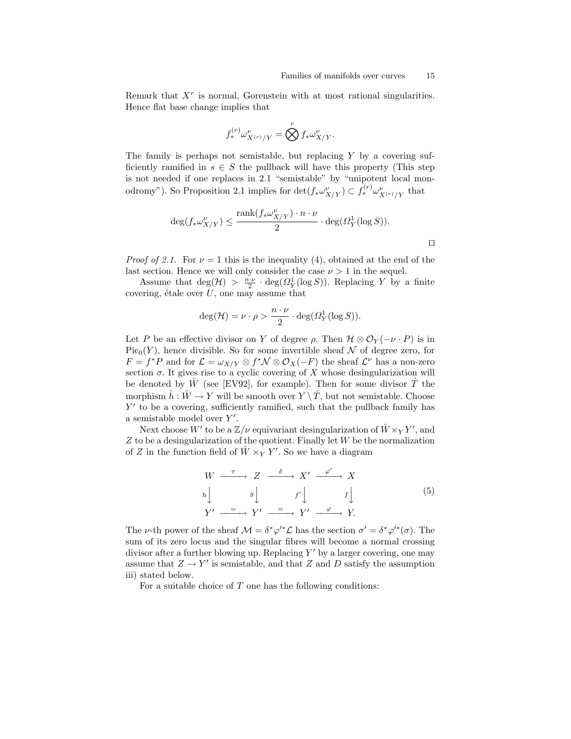Remark that $X^r$ is normal, Gorenstein with at most rational singularities. Hence flat base change implies that

$$f_*^{(r)}\omega^{\nu}_{X^{(r)}/Y} = \bigotimes^r f_*\omega^{\nu}_{X/Y}.$$

The family is perhaps not semistable, but replacing $Y$ by a covering sufficiently ramified in $s \in S$ the pullback will have this property (This step is not needed if one replaces in 2.1 "semistable" by "unipotent local monodromy"). So Proposition 2.1 implies for $\det(f_*\omega^{\nu}_{X/Y}) \subset f_*^{(r)}\omega^{\nu}_{X^{(r)}/Y}$ that

$$\deg(f_*\omega^{\nu}_{X/Y}) \leq \frac{\operatorname{rank}(f_*\omega^{\nu}_{X/Y}) \cdot n \cdot \nu}{2} \cdot \deg(\Omega^1_Y(\log S)).$$

$\square$

*Proof of 2.1.* For $\nu = 1$ this is the inequality (4), obtained at the end of the last section. Hence we will only consider the case $\nu > 1$ in the sequel.

Assume that $\deg(\mathcal{H}) > \frac{n \cdot \nu}{2} \cdot \deg(\Omega^1_Y(\log S))$. Replacing $Y$ by a finite covering, étale over $U$, one may assume that

$$\deg(\mathcal{H}) = \nu \cdot \rho > \frac{n \cdot \nu}{2} \cdot \deg(\Omega^1_Y(\log S)).$$

Let $P$ be an effective divisor on $Y$ of degree $\rho$. Then $\mathcal{H} \otimes \mathcal{O}_Y(-\nu \cdot P)$ is in $\operatorname{Pic}_0(Y)$, hence divisible. So for some invertible sheaf $\mathcal{N}$ of degree zero, for $F = f^*P$ and for $\mathcal{L} = \omega_{X/Y} \otimes f^*\mathcal{N} \otimes \mathcal{O}_X(-F)$ the sheaf $\mathcal{L}^\nu$ has a non-zero section $\sigma$. It gives rise to a cyclic covering of $X$ whose desingularization will be denoted by $\hat{W}$ (see [EV92], for example). Then for some divisor $\hat{T}$ the morphism $\hat{h} : \hat{W} \to Y$ will be smooth over $Y \setminus \hat{T}$, but not semistable. Choose $Y'$ to be a covering, sufficiently ramified, such that the pullback family has a semistable model over $Y'$.

Next choose $W'$ to be a $\mathbb{Z}/\nu$ equivariant desingularization of $\hat{W} \times_Y Y'$, and $Z$ to be a desingularization of the quotient. Finally let $W$ be the normalization of $Z$ in the function field of $\hat{W} \times_Y Y'$. So we have a diagram

$$\begin{array}{ccccccc} W & \xrightarrow{\tau} & Z & \xrightarrow{\delta} & X' & \xrightarrow{\varphi'} & X \\ h\downarrow & & g\downarrow & & f'\downarrow & & f\downarrow \\ Y' & \xrightarrow{=} & Y' & \xrightarrow{=} & Y' & \xrightarrow{\varphi} & Y. \end{array} \tag{5}$$

The $\nu$-th power of the sheaf $\mathcal{M} = \delta^*\varphi'^*\mathcal{L}$ has the section $\sigma' = \delta^*\varphi'^*(\sigma)$. The sum of its zero locus and the singular fibres will become a normal crossing divisor after a further blowing up. Replacing $Y'$ by a larger covering, one may assume that $Z \to Y'$ is semistable, and that $Z$ and $D$ satisfy the assumption iii) stated below.

For a suitable choice of $T$ one has the following conditions: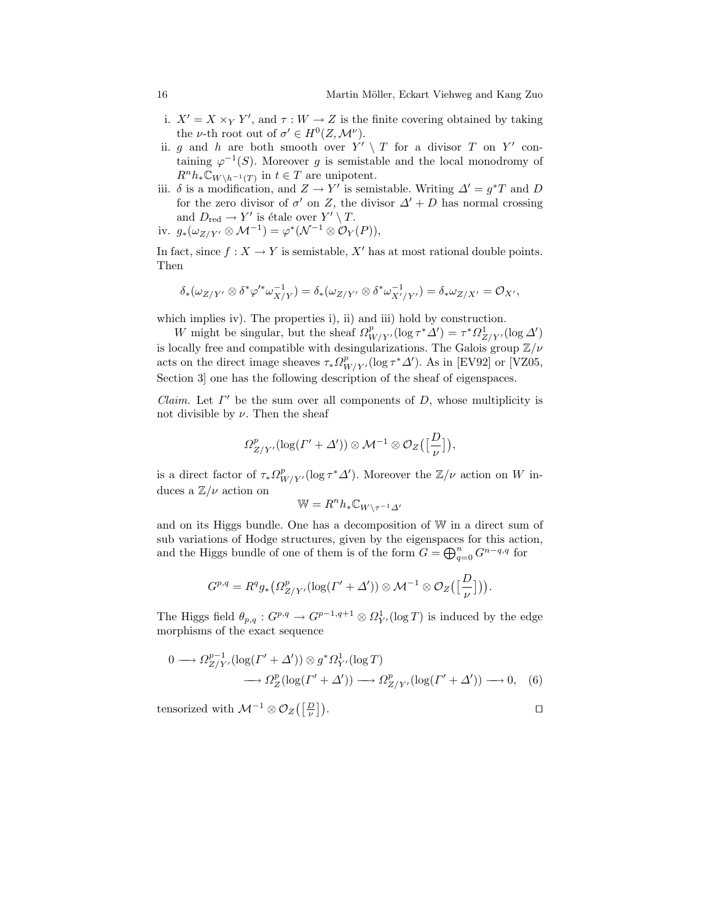i. $X' = X \times_Y Y'$, and $\tau : W \to Z$ is the finite covering obtained by taking the $\nu$-th root out of $\sigma' \in H^0(Z, \mathcal{M}^\nu)$.
ii. $g$ and $h$ are both smooth over $Y' \setminus T$ for a divisor $T$ on $Y'$ containing $\varphi^{-1}(S)$. Moreover $g$ is semistable and the local monodromy of $R^n h_* \mathbb{C}_{W \setminus h^{-1}(T)}$ in $t \in T$ are unipotent.
iii. $\delta$ is a modification, and $Z \to Y'$ is semistable. Writing $\Delta' = g^* T$ and $D$ for the zero divisor of $\sigma'$ on $Z$, the divisor $\Delta' + D$ has normal crossing and $D_{\mathrm{red}} \to Y'$ is étale over $Y' \setminus T$.
iv. $g_*(\omega_{Z/Y'} \otimes \mathcal{M}^{-1}) = \varphi^*(\mathcal{N}^{-1} \otimes \mathcal{O}_Y(P))$,

In fact, since $f : X \to Y$ is semistable, $X'$ has at most rational double points. Then

$$\delta_*(\omega_{Z/Y'} \otimes \delta^* \varphi'^* \omega_{X/Y}^{-1}) = \delta_*(\omega_{Z/Y'} \otimes \delta^* \omega_{X'/Y'}^{-1}) = \delta_* \omega_{Z/X'} = \mathcal{O}_{X'},$$

which implies iv). The properties i), ii) and iii) hold by construction.

$W$ might be singular, but the sheaf $\Omega^p_{W/Y'}(\log \tau^* \Delta') = \tau^* \Omega^1_{Z/Y'}(\log \Delta')$ is locally free and compatible with desingularizations. The Galois group $\mathbb{Z}/\nu$ acts on the direct image sheaves $\tau_* \Omega^p_{W/Y'}(\log \tau^* \Delta')$. As in [EV92] or [VZ05, Section 3] one has the following description of the sheaf of eigenspaces.

*Claim.* Let $\Gamma'$ be the sum over all components of $D$, whose multiplicity is not divisible by $\nu$. Then the sheaf

$$\Omega^p_{Z/Y'}(\log(\Gamma' + \Delta')) \otimes \mathcal{M}^{-1} \otimes \mathcal{O}_Z\big(\big[\frac{D}{\nu}\big]\big),$$

is a direct factor of $\tau_* \Omega^p_{W/Y'}(\log \tau^* \Delta')$. Moreover the $\mathbb{Z}/\nu$ action on $W$ induces a $\mathbb{Z}/\nu$ action on

$$\mathbb{W} = R^n h_* \mathbb{C}_{W \setminus \tau^{-1} \Delta'}$$

and on its Higgs bundle. One has a decomposition of $\mathbb{W}$ in a direct sum of sub variations of Hodge structures, given by the eigenspaces for this action, and the Higgs bundle of one of them is of the form $G = \bigoplus_{q=0}^n G^{n-q,q}$ for

$$G^{p,q} = R^q g_*\big(\Omega^p_{Z/Y'}(\log(\Gamma' + \Delta')) \otimes \mathcal{M}^{-1} \otimes \mathcal{O}_Z\big(\big[\frac{D}{\nu}\big]\big)\big).$$

The Higgs field $\theta_{p,q} : G^{p,q} \to G^{p-1,q+1} \otimes \Omega^1_{Y'}(\log T)$ is induced by the edge morphisms of the exact sequence

$$\begin{aligned} 0 \longrightarrow \Omega^{p-1}_{Z/Y'}&(\log(\Gamma' + \Delta')) \otimes g^* \Omega^1_{Y'}(\log T) \\ &\longrightarrow \Omega^p_Z(\log(\Gamma' + \Delta')) \longrightarrow \Omega^p_{Z/Y'}(\log(\Gamma' + \Delta')) \longrightarrow 0, \quad (6) \end{aligned}$$

tensorized with $\mathcal{M}^{-1} \otimes \mathcal{O}_Z\big(\big[\frac{D}{\nu}\big]\big)$. □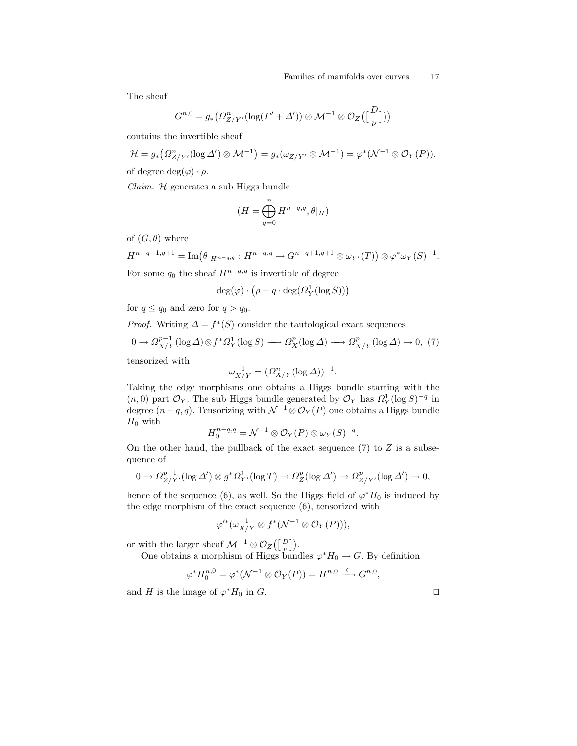The sheaf

$$G^{n,0} = g_*\big(\Omega^n_{Z/Y'}(\log(\Gamma' + \Delta')) \otimes \mathcal{M}^{-1} \otimes \mathcal{O}_Z\big(\big[\frac{D}{\nu}\big]\big)\big)$$

contains the invertible sheaf

$$\mathcal{H} = g_*\big(\Omega^n_{Z/Y'}(\log \Delta') \otimes \mathcal{M}^{-1}\big) = g_*(\omega_{Z/Y'} \otimes \mathcal{M}^{-1}) = \varphi^*(\mathcal{N}^{-1} \otimes \mathcal{O}_Y(P)).$$

of degree $\deg(\varphi) \cdot \rho$.

*Claim.* $\mathcal{H}$ generates a sub Higgs bundle

$$(H = \bigoplus_{q=0}^{n} H^{n-q,q}, \theta|_H)$$

of $(G, \theta)$ where

$$H^{n-q-1,q+1} = \operatorname{Im}\big(\theta|_{H^{n-q,q}} : H^{n-q,q} \to G^{n-q+1,q+1} \otimes \omega_{Y'}(T)\big) \otimes \varphi^*\omega_Y(S)^{-1}.$$

For some $q_0$ the sheaf $H^{n-q,q}$ is invertible of degree

$$\deg(\varphi) \cdot \big(\rho - q \cdot \deg(\Omega^1_Y(\log S))\big)$$

for $q \leq q_0$ and zero for $q > q_0$.

*Proof.* Writing $\Delta = f^*(S)$ consider the tautological exact sequences

$$0 \to \Omega^{p-1}_{X/Y}(\log \Delta) \otimes f^*\Omega^1_Y(\log S) \longrightarrow \Omega^p_X(\log \Delta) \longrightarrow \Omega^p_{X/Y}(\log \Delta) \to 0, \quad (7)$$

tensorized with

$$\omega^{-1}_{X/Y} = (\Omega^n_{X/Y}(\log \Delta))^{-1}.$$

Taking the edge morphisms one obtains a Higgs bundle starting with the $(n, 0)$ part $\mathcal{O}_Y$. The sub Higgs bundle generated by $\mathcal{O}_Y$ has $\Omega^1_Y(\log S)^{-q}$ in degree $(n - q, q)$. Tensorizing with $\mathcal{N}^{-1} \otimes \mathcal{O}_Y(P)$ one obtains a Higgs bundle $H_0$ with

$$H_0^{n-q,q} = \mathcal{N}^{-1} \otimes \mathcal{O}_Y(P) \otimes \omega_Y(S)^{-q}.$$

On the other hand, the pullback of the exact sequence (7) to $Z$ is a subsequence of

$$0 \to \Omega^{p-1}_{Z/Y'}(\log \Delta') \otimes g^*\Omega^1_{Y'}(\log T) \to \Omega^p_Z(\log \Delta') \to \Omega^p_{Z/Y'}(\log \Delta') \to 0,$$

hence of the sequence (6), as well. So the Higgs field of $\varphi^*H_0$ is induced by the edge morphism of the exact sequence (6), tensorized with

$$\varphi'^*(\omega^{-1}_{X/Y} \otimes f^*(\mathcal{N}^{-1} \otimes \mathcal{O}_Y(P))),$$

or with the larger sheaf $\mathcal{M}^{-1} \otimes \mathcal{O}_Z\big(\big[\frac{D}{\nu}\big]\big)$.

One obtains a morphism of Higgs bundles $\varphi^*H_0 \to G$. By definition

$$\varphi^*H_0^{n,0} = \varphi^*(\mathcal{N}^{-1} \otimes \mathcal{O}_Y(P)) = H^{n,0} \xrightarrow{\subset} G^{n,0},$$

and $H$ is the image of $\varphi^*H_0$ in $G$. $\square$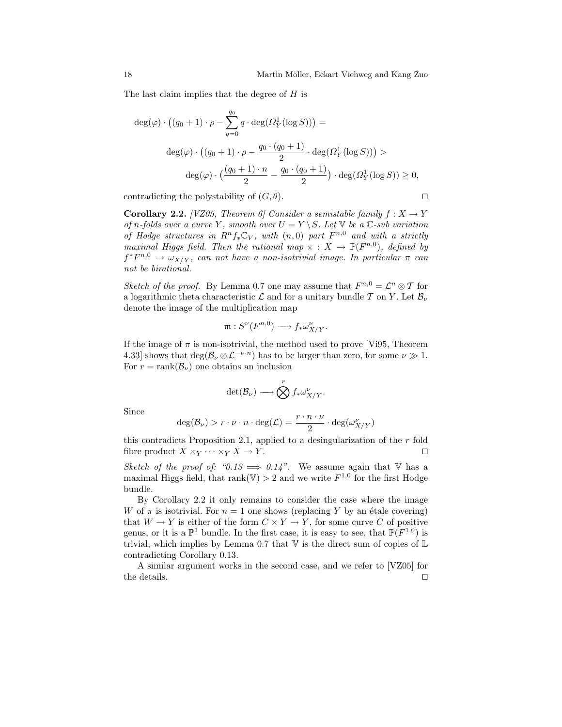The last claim implies that the degree of $H$ is

$$
\begin{aligned}
\deg(\varphi) \cdot \big((q_0+1)\cdot\rho - \sum_{q=0}^{q_0} q \cdot \deg(\Omega^1_Y(\log S))\big) = \\
\deg(\varphi) \cdot \big((q_0+1)\cdot\rho - \frac{q_0\cdot(q_0+1)}{2} \cdot \deg(\Omega^1_Y(\log S))\big) > \\
\deg(\varphi) \cdot \big(\frac{(q_0+1)\cdot n}{2} - \frac{q_0\cdot(q_0+1)}{2}\big) \cdot \deg(\Omega^1_Y(\log S)) \geq 0,
\end{aligned}
$$

contradicting the polystability of $(G, \theta)$. ◻

**Corollary 2.2.** *[VZ05, Theorem 6] Consider a semistable family $f : X \to Y$ of $n$-folds over a curve $Y$, smooth over $U = Y \setminus S$. Let $\mathbb{V}$ be a $\mathbb{C}$-sub variation of Hodge structures in $R^n f_* \mathbb{C}_V$, with $(n,0)$ part $F^{n,0}$ and with a strictly maximal Higgs field. Then the rational map $\pi : X \to \mathbb{P}(F^{n,0})$, defined by $f^* F^{n,0} \to \omega_{X/Y}$, can not have a non-isotrivial image. In particular $\pi$ can not be birational.*

*Sketch of the proof.* By Lemma 0.7 one may assume that $F^{n,0} = \mathcal{L}^n \otimes \mathcal{T}$ for a logarithmic theta characteristic $\mathcal{L}$ and for a unitary bundle $\mathcal{T}$ on $Y$. Let $\mathcal{B}_\nu$ denote the image of the multiplication map

$$\mathfrak{m} : S^\nu(F^{n,0}) \longrightarrow f_* \omega^\nu_{X/Y}.$$

If the image of $\pi$ is non-isotrivial, the method used to prove [Vi95, Theorem 4.33] shows that $\deg(\mathcal{B}_\nu \otimes \mathcal{L}^{-\nu \cdot n})$ has to be larger than zero, for some $\nu \gg 1$. For $r = \mathrm{rank}(\mathcal{B}_\nu)$ one obtains an inclusion

$$\det(\mathcal{B}_\nu) \longrightarrow \bigotimes^r f_* \omega^\nu_{X/Y}.$$

Since

$$\deg(\mathcal{B}_\nu) > r \cdot \nu \cdot n \cdot \deg(\mathcal{L}) = \frac{r \cdot n \cdot \nu}{2} \cdot \deg(\omega^\nu_{X/Y})$$

this contradicts Proposition 2.1, applied to a desingularization of the $r$ fold fibre product $X \times_Y \cdots \times_Y X \to Y$. ◻

*Sketch of the proof of: "0.13 $\Longrightarrow$ 0.14".* We assume again that $\mathbb{V}$ has a maximal Higgs field, that $\mathrm{rank}(\mathbb{V}) > 2$ and we write $F^{1,0}$ for the first Hodge bundle.

By Corollary 2.2 it only remains to consider the case where the image $W$ of $\pi$ is isotrivial. For $n = 1$ one shows (replacing $Y$ by an étale covering) that $W \to Y$ is either of the form $C \times Y \to Y$, for some curve $C$ of positive genus, or it is a $\mathbb{P}^1$ bundle. In the first case, it is easy to see, that $\mathbb{P}(F^{1,0})$ is trivial, which implies by Lemma 0.7 that $\mathbb{V}$ is the direct sum of copies of $\mathbb{L}$ contradicting Corollary 0.13.

A similar argument works in the second case, and we refer to [VZ05] for the details. ◻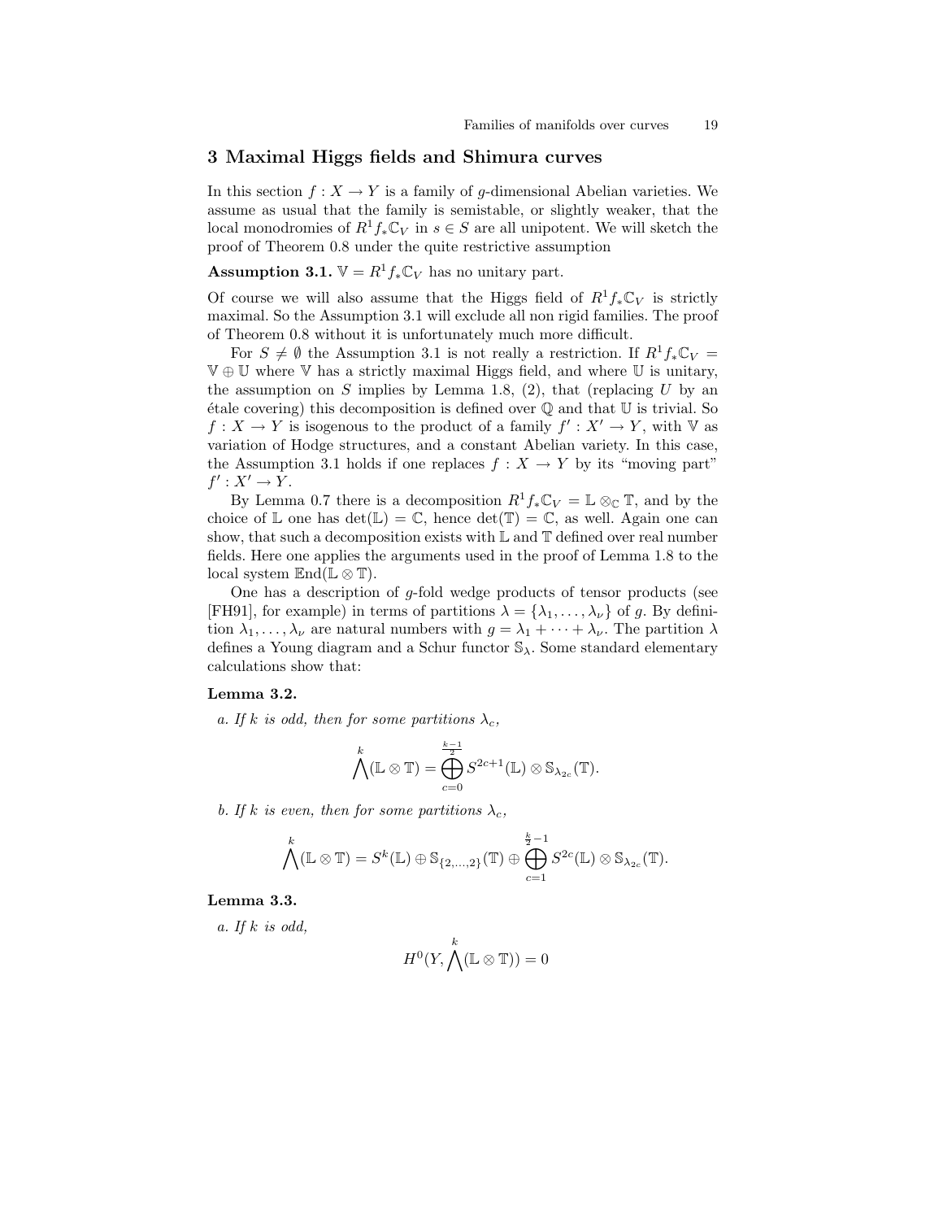## 3 Maximal Higgs fields and Shimura curves

In this section $f : X \to Y$ is a family of $g$-dimensional Abelian varieties. We assume as usual that the family is semistable, or slightly weaker, that the local monodromies of $R^1 f_* \mathbb{C}_V$ in $s \in S$ are all unipotent. We will sketch the proof of Theorem 0.8 under the quite restrictive assumption

**Assumption 3.1.** $\mathbb{V} = R^1 f_* \mathbb{C}_V$ has no unitary part.

Of course we will also assume that the Higgs field of $R^1 f_* \mathbb{C}_V$ is strictly maximal. So the Assumption 3.1 will exclude all non rigid families. The proof of Theorem 0.8 without it is unfortunately much more difficult.

For $S \neq \emptyset$ the Assumption 3.1 is not really a restriction. If $R^1 f_* \mathbb{C}_V = \mathbb{V} \oplus \mathbb{U}$ where $\mathbb{V}$ has a strictly maximal Higgs field, and where $\mathbb{U}$ is unitary, the assumption on $S$ implies by Lemma 1.8, (2), that (replacing $U$ by an étale covering) this decomposition is defined over $\mathbb{Q}$ and that $\mathbb{U}$ is trivial. So $f : X \to Y$ is isogenous to the product of a family $f' : X' \to Y$, with $\mathbb{V}$ as variation of Hodge structures, and a constant Abelian variety. In this case, the Assumption 3.1 holds if one replaces $f : X \to Y$ by its "moving part" $f' : X' \to Y$.

By Lemma 0.7 there is a decomposition $R^1 f_* \mathbb{C}_V = \mathbb{L} \otimes_{\mathbb{C}} \mathbb{T}$, and by the choice of $\mathbb{L}$ one has $\det(\mathbb{L}) = \mathbb{C}$, hence $\det(\mathbb{T}) = \mathbb{C}$, as well. Again one can show, that such a decomposition exists with $\mathbb{L}$ and $\mathbb{T}$ defined over real number fields. Here one applies the arguments used in the proof of Lemma 1.8 to the local system $\mathbb{E}\mathrm{nd}(\mathbb{L} \otimes \mathbb{T})$.

One has a description of $g$-fold wedge products of tensor products (see [FH91], for example) in terms of partitions $\lambda = \{\lambda_1, \ldots, \lambda_\nu\}$ of $g$. By definition $\lambda_1, \ldots, \lambda_\nu$ are natural numbers with $g = \lambda_1 + \cdots + \lambda_\nu$. The partition $\lambda$ defines a Young diagram and a Schur functor $\mathbb{S}_\lambda$. Some standard elementary calculations show that:

**Lemma 3.2.**

*a. If $k$ is odd, then for some partitions $\lambda_c$,*

$$\bigwedge^k (\mathbb{L} \otimes \mathbb{T}) = \bigoplus_{c=0}^{\frac{k-1}{2}} S^{2c+1}(\mathbb{L}) \otimes \mathbb{S}_{\lambda_{2c}}(\mathbb{T}).$$

*b. If $k$ is even, then for some partitions $\lambda_c$,*

$$\bigwedge^k (\mathbb{L} \otimes \mathbb{T}) = S^k(\mathbb{L}) \oplus \mathbb{S}_{\{2,\ldots,2\}}(\mathbb{T}) \oplus \bigoplus_{c=1}^{\frac{k}{2}-1} S^{2c}(\mathbb{L}) \otimes \mathbb{S}_{\lambda_{2c}}(\mathbb{T}).$$

**Lemma 3.3.**

*a. If $k$ is odd,*

$$H^0(Y, \bigwedge^k (\mathbb{L} \otimes \mathbb{T})) = 0$$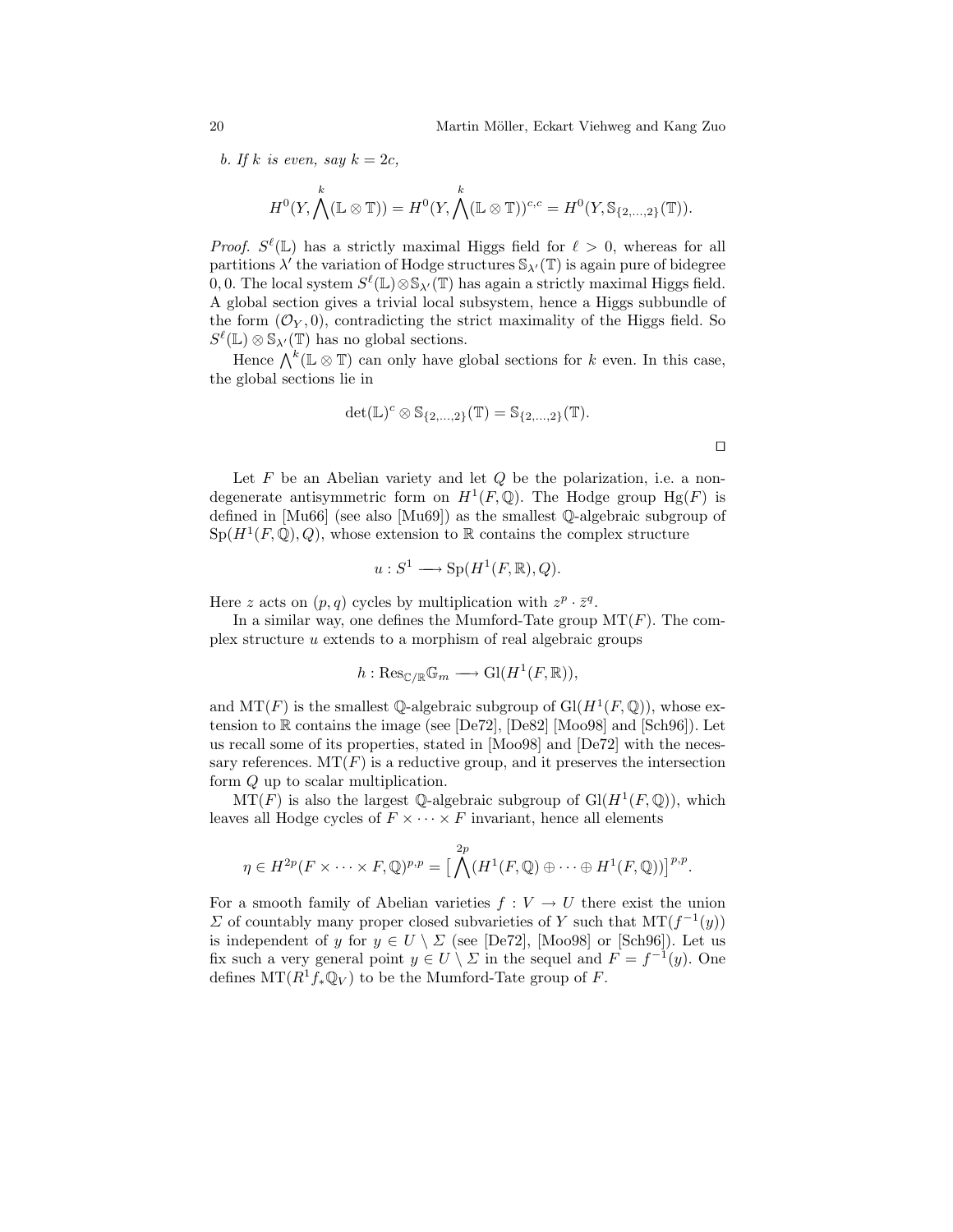*b. If $k$ is even, say $k = 2c$,*

$$H^0(Y, \bigwedge^k(\mathbb{L} \otimes \mathbb{T})) = H^0(Y, \bigwedge^k(\mathbb{L} \otimes \mathbb{T}))^{c,c} = H^0(Y, \mathbb{S}_{\{2,\ldots,2\}}(\mathbb{T})).$$

*Proof.* $S^\ell(\mathbb{L})$ has a strictly maximal Higgs field for $\ell > 0$, whereas for all partitions $\lambda'$ the variation of Hodge structures $\mathbb{S}_{\lambda'}(\mathbb{T})$ is again pure of bidegree $0, 0$. The local system $S^\ell(\mathbb{L}) \otimes \mathbb{S}_{\lambda'}(\mathbb{T})$ has again a strictly maximal Higgs field. A global section gives a trivial local subsystem, hence a Higgs subbundle of the form $(\mathcal{O}_Y, 0)$, contradicting the strict maximality of the Higgs field. So $S^\ell(\mathbb{L}) \otimes \mathbb{S}_{\lambda'}(\mathbb{T})$ has no global sections.

Hence $\bigwedge^k(\mathbb{L} \otimes \mathbb{T})$ can only have global sections for $k$ even. In this case, the global sections lie in

$$\det(\mathbb{L})^c \otimes \mathbb{S}_{\{2,\ldots,2\}}(\mathbb{T}) = \mathbb{S}_{\{2,\ldots,2\}}(\mathbb{T}).$$

□

Let $F$ be an Abelian variety and let $Q$ be the polarization, i.e. a non-degenerate antisymmetric form on $H^1(F, \mathbb{Q})$. The Hodge group $\mathrm{Hg}(F)$ is defined in [Mu66] (see also [Mu69]) as the smallest $\mathbb{Q}$-algebraic subgroup of $\mathrm{Sp}(H^1(F, \mathbb{Q}), Q)$, whose extension to $\mathbb{R}$ contains the complex structure

$$u : S^1 \longrightarrow \mathrm{Sp}(H^1(F, \mathbb{R}), Q).$$

Here $z$ acts on $(p, q)$ cycles by multiplication with $z^p \cdot \bar{z}^q$.

In a similar way, one defines the Mumford-Tate group $\mathrm{MT}(F)$. The complex structure $u$ extends to a morphism of real algebraic groups

$$h : \mathrm{Res}_{\mathbb{C}/\mathbb{R}} \mathbb{G}_m \longrightarrow \mathrm{Gl}(H^1(F, \mathbb{R})),$$

and $\mathrm{MT}(F)$ is the smallest $\mathbb{Q}$-algebraic subgroup of $\mathrm{Gl}(H^1(F, \mathbb{Q}))$, whose extension to $\mathbb{R}$ contains the image (see [De72], [De82] [Moo98] and [Sch96]). Let us recall some of its properties, stated in [Moo98] and [De72] with the necessary references. $\mathrm{MT}(F)$ is a reductive group, and it preserves the intersection form $Q$ up to scalar multiplication.

$\mathrm{MT}(F)$ is also the largest $\mathbb{Q}$-algebraic subgroup of $\mathrm{Gl}(H^1(F, \mathbb{Q}))$, which leaves all Hodge cycles of $F \times \cdots \times F$ invariant, hence all elements

$$\eta \in H^{2p}(F \times \cdots \times F, \mathbb{Q})^{p,p} = \big[\bigwedge^{2p}(H^1(F, \mathbb{Q}) \oplus \cdots \oplus H^1(F, \mathbb{Q}))\big]^{p,p}.$$

For a smooth family of Abelian varieties $f : V \to U$ there exist the union $\Sigma$ of countably many proper closed subvarieties of $Y$ such that $\mathrm{MT}(f^{-1}(y))$ is independent of $y$ for $y \in U \setminus \Sigma$ (see [De72], [Moo98] or [Sch96]). Let us fix such a very general point $y \in U \setminus \Sigma$ in the sequel and $F = f^{-1}(y)$. One defines $\mathrm{MT}(R^1 f_* \mathbb{Q}_V)$ to be the Mumford-Tate group of $F$.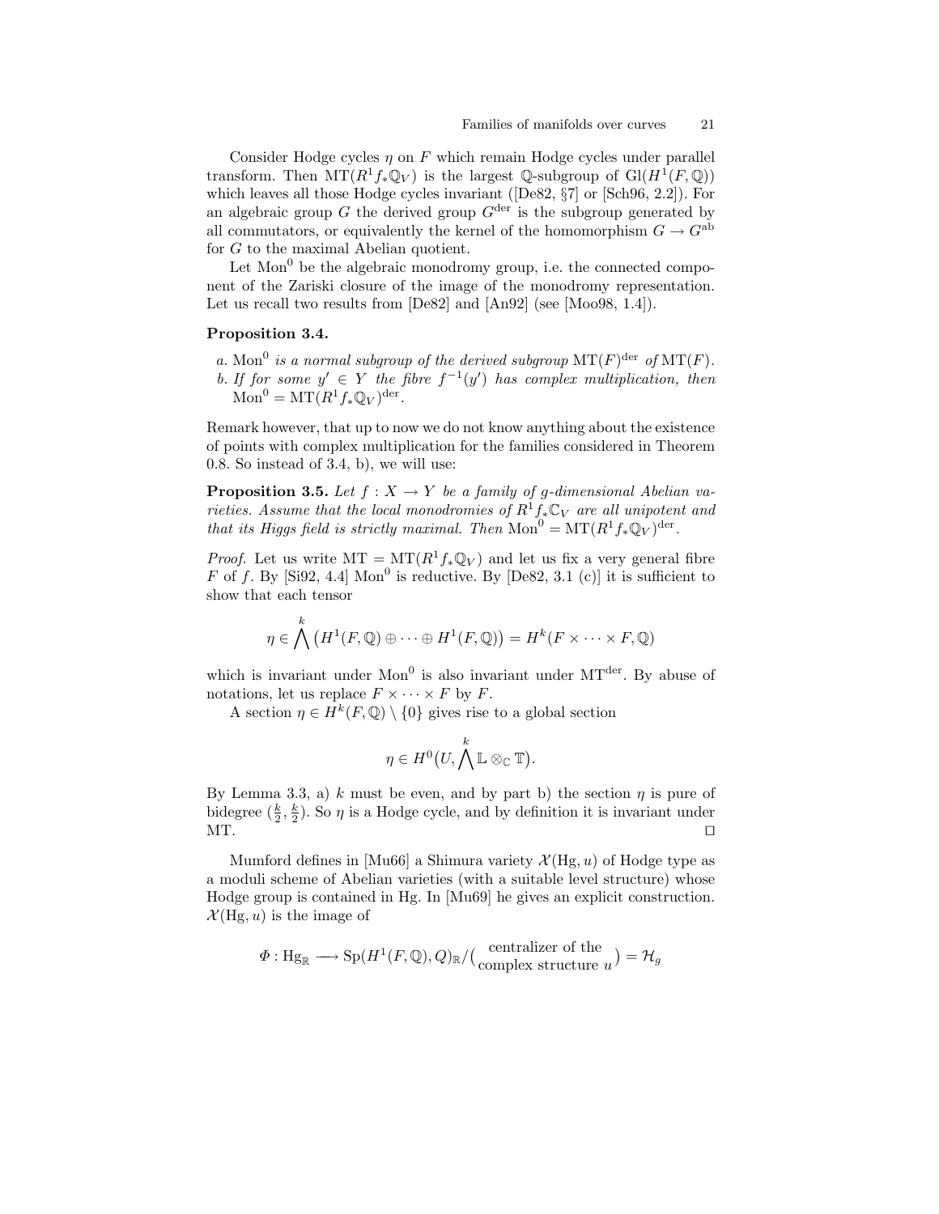Consider Hodge cycles $\eta$ on $F$ which remain Hodge cycles under parallel transform. Then $\mathrm{MT}(R^1 f_* \mathbb{Q}_V)$ is the largest $\mathbb{Q}$-subgroup of $\mathrm{Gl}(H^1(F, \mathbb{Q}))$ which leaves all those Hodge cycles invariant ([De82, §7] or [Sch96, 2.2]). For an algebraic group $G$ the derived group $G^{\mathrm{der}}$ is the subgroup generated by all commutators, or equivalently the kernel of the homomorphism $G \to G^{\mathrm{ab}}$ for $G$ to the maximal Abelian quotient.

Let $\mathrm{Mon}^0$ be the algebraic monodromy group, i.e. the connected component of the Zariski closure of the image of the monodromy representation. Let us recall two results from [De82] and [An92] (see [Moo98, 1.4]).

**Proposition 3.4.**

*a.* $\mathrm{Mon}^0$ *is a normal subgroup of the derived subgroup* $\mathrm{MT}(F)^{\mathrm{der}}$ *of* $\mathrm{MT}(F)$.
*b. If for some* $y' \in Y$ *the fibre* $f^{-1}(y')$ *has complex multiplication, then* $\mathrm{Mon}^0 = \mathrm{MT}(R^1 f_* \mathbb{Q}_V)^{\mathrm{der}}$.

Remark however, that up to now we do not know anything about the existence of points with complex multiplication for the families considered in Theorem 0.8. So instead of 3.4, b), we will use:

**Proposition 3.5.** *Let* $f : X \to Y$ *be a family of* $g$*-dimensional Abelian varieties. Assume that the local monodromies of* $R^1 f_* \mathbb{C}_V$ *are all unipotent and that its Higgs field is strictly maximal. Then* $\mathrm{Mon}^0 = \mathrm{MT}(R^1 f_* \mathbb{Q}_V)^{\mathrm{der}}$.

*Proof.* Let us write $\mathrm{MT} = \mathrm{MT}(R^1 f_* \mathbb{Q}_V)$ and let us fix a very general fibre $F$ of $f$. By [Si92, 4.4] $\mathrm{Mon}^0$ is reductive. By [De82, 3.1 (c)] it is sufficient to show that each tensor

$$\eta \in \bigwedge^k \big( H^1(F, \mathbb{Q}) \oplus \cdots \oplus H^1(F, \mathbb{Q}) \big) = H^k(F \times \cdots \times F, \mathbb{Q})$$

which is invariant under $\mathrm{Mon}^0$ is also invariant under $\mathrm{MT}^{\mathrm{der}}$. By abuse of notations, let us replace $F \times \cdots \times F$ by $F$.

A section $\eta \in H^k(F, \mathbb{Q}) \setminus \{0\}$ gives rise to a global section

$$\eta \in H^0\big(U, \bigwedge^k \mathbb{L} \otimes_{\mathbb{C}} \mathbb{T}\big).$$

By Lemma 3.3, a) $k$ must be even, and by part b) the section $\eta$ is pure of bidegree $(\frac{k}{2}, \frac{k}{2})$. So $\eta$ is a Hodge cycle, and by definition it is invariant under MT. □

Mumford defines in [Mu66] a Shimura variety $\mathcal{X}(\mathrm{Hg}, u)$ of Hodge type as a moduli scheme of Abelian varieties (with a suitable level structure) whose Hodge group is contained in Hg. In [Mu69] he gives an explicit construction. $\mathcal{X}(\mathrm{Hg}, u)$ is the image of

$$\Phi : \mathrm{Hg}_{\mathbb{R}} \longrightarrow \mathrm{Sp}(H^1(F, \mathbb{Q}), Q)_{\mathbb{R}} / \big( {\text{centralizer of the} \atop \text{complex structure } u} \big) = \mathcal{H}_g$$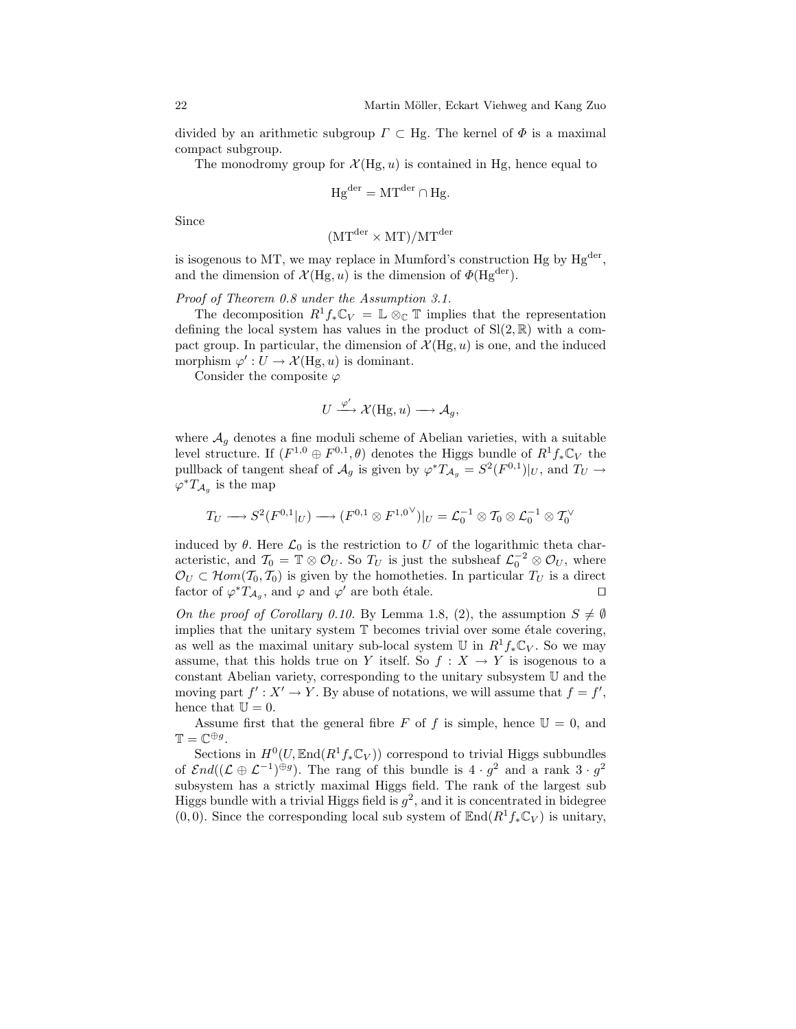divided by an arithmetic subgroup $\Gamma \subset \mathrm{Hg}$. The kernel of $\Phi$ is a maximal compact subgroup.

The monodromy group for $\mathcal{X}(\mathrm{Hg}, u)$ is contained in Hg, hence equal to

$$\mathrm{Hg}^{\mathrm{der}} = \mathrm{MT}^{\mathrm{der}} \cap \mathrm{Hg}.$$

Since

$$(\mathrm{MT}^{\mathrm{der}} \times \mathrm{MT})/\mathrm{MT}^{\mathrm{der}}$$

is isogenous to MT, we may replace in Mumford's construction Hg by $\mathrm{Hg}^{\mathrm{der}}$, and the dimension of $\mathcal{X}(\mathrm{Hg}, u)$ is the dimension of $\Phi(\mathrm{Hg}^{\mathrm{der}})$.

*Proof of Theorem 0.8 under the Assumption 3.1.*

The decomposition $R^1 f_* \mathbb{C}_V = \mathbb{L} \otimes_{\mathbb{C}} \mathbb{T}$ implies that the representation defining the local system has values in the product of $\mathrm{Sl}(2, \mathbb{R})$ with a compact group. In particular, the dimension of $\mathcal{X}(\mathrm{Hg}, u)$ is one, and the induced morphism $\varphi' : U \to \mathcal{X}(\mathrm{Hg}, u)$ is dominant.

Consider the composite $\varphi$

$$U \xrightarrow{\varphi'} \mathcal{X}(\mathrm{Hg}, u) \longrightarrow \mathcal{A}_g,$$

where $\mathcal{A}_g$ denotes a fine moduli scheme of Abelian varieties, with a suitable level structure. If $(F^{1,0} \oplus F^{0,1}, \theta)$ denotes the Higgs bundle of $R^1 f_* \mathbb{C}_V$ the pullback of tangent sheaf of $\mathcal{A}_g$ is given by $\varphi^* T_{\mathcal{A}_g} = S^2(F^{0,1})|_U$, and $T_U \to \varphi^* T_{\mathcal{A}_g}$ is the map

$$T_U \longrightarrow S^2(F^{0,1}|_U) \longrightarrow (F^{0,1} \otimes F^{1,0\vee})|_U = \mathcal{L}_0^{-1} \otimes \mathcal{T}_0 \otimes \mathcal{L}_0^{-1} \otimes \mathcal{T}_0^{\vee}$$

induced by $\theta$. Here $\mathcal{L}_0$ is the restriction to $U$ of the logarithmic theta characteristic, and $\mathcal{T}_0 = \mathbb{T} \otimes \mathcal{O}_U$. So $T_U$ is just the subsheaf $\mathcal{L}_0^{-2} \otimes \mathcal{O}_U$, where $\mathcal{O}_U \subset \mathcal{H}om(\mathcal{T}_0, \mathcal{T}_0)$ is given by the homotheties. In particular $T_U$ is a direct factor of $\varphi^* T_{\mathcal{A}_g}$, and $\varphi$ and $\varphi'$ are both étale. $\square$

*On the proof of Corollary 0.10.* By Lemma 1.8, (2), the assumption $S \neq \emptyset$ implies that the unitary system $\mathbb{T}$ becomes trivial over some étale covering, as well as the maximal unitary sub-local system $\mathbb{U}$ in $R^1 f_* \mathbb{C}_V$. So we may assume, that this holds true on $Y$ itself. So $f : X \to Y$ is isogenous to a constant Abelian variety, corresponding to the unitary subsystem $\mathbb{U}$ and the moving part $f' : X' \to Y$. By abuse of notations, we will assume that $f = f'$, hence that $\mathbb{U} = 0$.

Assume first that the general fibre $F$ of $f$ is simple, hence $\mathbb{U} = 0$, and $\mathbb{T} = \mathbb{C}^{\oplus g}$.

Sections in $H^0(U, \mathbb{E}\mathrm{nd}(R^1 f_* \mathbb{C}_V))$ correspond to trivial Higgs subbundles of $\mathcal{E}nd((\mathcal{L} \oplus \mathcal{L}^{-1})^{\oplus g})$. The rang of this bundle is $4 \cdot g^2$ and a rank $3 \cdot g^2$ subsystem has a strictly maximal Higgs field. The rank of the largest sub Higgs bundle with a trivial Higgs field is $g^2$, and it is concentrated in bidegree $(0, 0)$. Since the corresponding local sub system of $\mathbb{E}\mathrm{nd}(R^1 f_* \mathbb{C}_V)$ is unitary,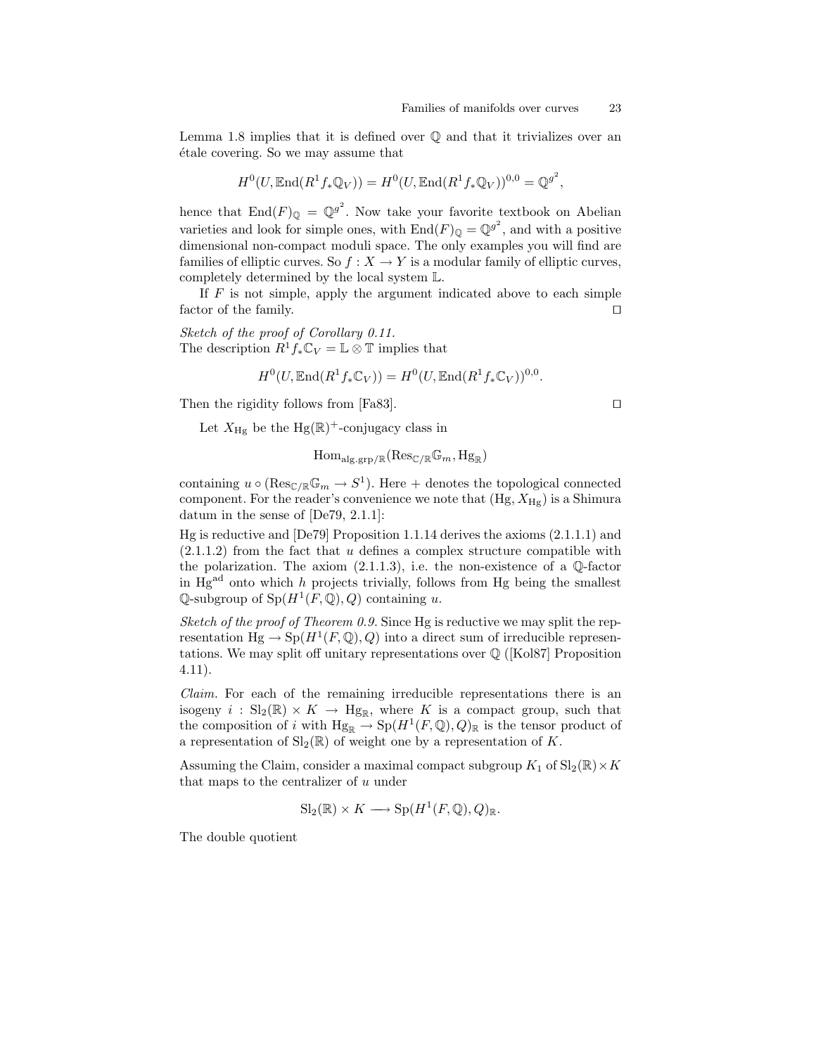Lemma 1.8 implies that it is defined over $\mathbb{Q}$ and that it trivializes over an étale covering. So we may assume that

$$H^0(U, \mathbb{E}\mathrm{nd}(R^1 f_* \mathbb{Q}_V)) = H^0(U, \mathbb{E}\mathrm{nd}(R^1 f_* \mathbb{Q}_V))^{0,0} = \mathbb{Q}^{g^2},$$

hence that $\mathrm{End}(F)_{\mathbb{Q}} = \mathbb{Q}^{g^2}$. Now take your favorite textbook on Abelian varieties and look for simple ones, with $\mathrm{End}(F)_{\mathbb{Q}} = \mathbb{Q}^{g^2}$, and with a positive dimensional non-compact moduli space. The only examples you will find are families of elliptic curves. So $f : X \to Y$ is a modular family of elliptic curves, completely determined by the local system $\mathbb{L}$.

If $F$ is not simple, apply the argument indicated above to each simple factor of the family. $\square$

*Sketch of the proof of Corollary 0.11.*
The description $R^1 f_* \mathbb{C}_V = \mathbb{L} \otimes \mathbb{T}$ implies that

$$H^0(U, \mathbb{E}\mathrm{nd}(R^1 f_* \mathbb{C}_V)) = H^0(U, \mathbb{E}\mathrm{nd}(R^1 f_* \mathbb{C}_V))^{0,0}.$$

Then the rigidity follows from [Fa83]. $\square$

Let $X_{\mathrm{Hg}}$ be the $\mathrm{Hg}(\mathbb{R})^+$-conjugacy class in

$$\mathrm{Hom}_{\mathrm{alg.grp}/\mathbb{R}}(\mathrm{Res}_{\mathbb{C}/\mathbb{R}} \mathbb{G}_m, \mathrm{Hg}_{\mathbb{R}})$$

containing $u \circ (\mathrm{Res}_{\mathbb{C}/\mathbb{R}} \mathbb{G}_m \to S^1)$. Here $+$ denotes the topological connected component. For the reader's convenience we note that $(\mathrm{Hg}, X_{\mathrm{Hg}})$ is a Shimura datum in the sense of [De79, 2.1.1]:

Hg is reductive and [De79] Proposition 1.1.14 derives the axioms (2.1.1.1) and (2.1.1.2) from the fact that $u$ defines a complex structure compatible with the polarization. The axiom (2.1.1.3), i.e. the non-existence of a $\mathbb{Q}$-factor in $\mathrm{Hg}^{\mathrm{ad}}$ onto which $h$ projects trivially, follows from Hg being the smallest $\mathbb{Q}$-subgroup of $\mathrm{Sp}(H^1(F, \mathbb{Q}), Q)$ containing $u$.

*Sketch of the proof of Theorem 0.9.* Since Hg is reductive we may split the representation $\mathrm{Hg} \to \mathrm{Sp}(H^1(F, \mathbb{Q}), Q)$ into a direct sum of irreducible representations. We may split off unitary representations over $\mathbb{Q}$ ([Kol87] Proposition 4.11).

*Claim.* For each of the remaining irreducible representations there is an isogeny $i : \mathrm{Sl}_2(\mathbb{R}) \times K \to \mathrm{Hg}_{\mathbb{R}}$, where $K$ is a compact group, such that the composition of $i$ with $\mathrm{Hg}_{\mathbb{R}} \to \mathrm{Sp}(H^1(F, \mathbb{Q}), Q)_{\mathbb{R}}$ is the tensor product of a representation of $\mathrm{Sl}_2(\mathbb{R})$ of weight one by a representation of $K$.

Assuming the Claim, consider a maximal compact subgroup $K_1$ of $\mathrm{Sl}_2(\mathbb{R}) \times K$ that maps to the centralizer of $u$ under

$$\mathrm{Sl}_2(\mathbb{R}) \times K \longrightarrow \mathrm{Sp}(H^1(F, \mathbb{Q}), Q)_{\mathbb{R}}.$$

The double quotient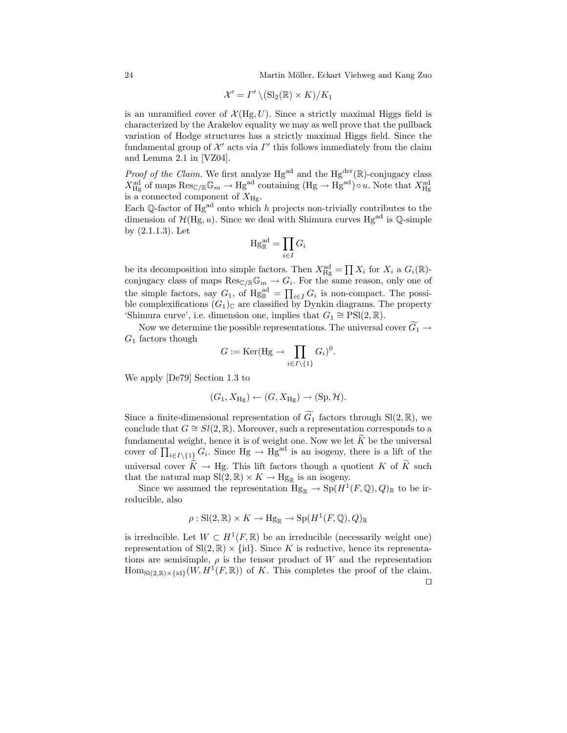$$\mathcal{X}' = \Gamma' \backslash (\mathrm{Sl}_2(\mathbb{R}) \times K)/K_1$$

is an unramified cover of $\mathcal{X}(\mathrm{Hg}, U)$. Since a strictly maximal Higgs field is characterized by the Arakelov equality we may as well prove that the pullback variation of Hodge structures has a strictly maximal Higgs field. Since the fundamental group of $\mathcal{X}'$ acts via $\Gamma'$ this follows immediately from the claim and Lemma 2.1 in [VZ04].

*Proof of the Claim.* We first analyze $\mathrm{Hg}^{\mathrm{ad}}$ and the $\mathrm{Hg}^{\mathrm{der}}(\mathbb{R})$-conjugacy class $X^{\mathrm{ad}}_{\mathrm{Hg}}$ of maps $\mathrm{Res}_{\mathbb{C}/\mathbb{R}}\mathbb{G}_m \to \mathrm{Hg}^{\mathrm{ad}}$ containing $(\mathrm{Hg} \to \mathrm{Hg}^{\mathrm{ad}}) \circ u$. Note that $X^{\mathrm{ad}}_{\mathrm{Hg}}$ is a connected component of $X_{\mathrm{Hg}}$.

Each $\mathbb{Q}$-factor of $\mathrm{Hg}^{\mathrm{ad}}$ onto which $h$ projects non-trivially contributes to the dimension of $\mathcal{H}(\mathrm{Hg}, u)$. Since we deal with Shimura curves $\mathrm{Hg}^{\mathrm{ad}}$ is $\mathbb{Q}$-simple by (2.1.1.3). Let

$$\mathrm{Hg}^{\mathrm{ad}}_{\mathbb{R}} = \prod_{i \in I} G_i$$

be its decomposition into simple factors. Then $X^{\mathrm{ad}}_{\mathrm{Hg}} = \prod X_i$ for $X_i$ a $G_i(\mathbb{R})$-conjugacy class of maps $\mathrm{Res}_{\mathbb{C}/\mathbb{R}}\mathbb{G}_m \to G_i$. For the same reason, only one of the simple factors, say $G_1$, of $\mathrm{Hg}^{\mathrm{ad}}_{\mathbb{R}} = \prod_{i \in I} G_i$ is non-compact. The possible complexifications $(G_1)_{\mathbb{C}}$ are classified by Dynkin diagrams. The property 'Shimura curve', i.e. dimension one, implies that $G_1 \cong \mathrm{PSl}(2, \mathbb{R})$.

Now we determine the possible representations. The universal cover $\widetilde{G_1} \to G_1$ factors though

$$G := \mathrm{Ker}(\mathrm{Hg} \to \prod_{i \in I \setminus \{1\}} G_i)^0.$$

We apply [De79] Section 1.3 to

$$(G_1, X_{\mathrm{Hg}}) \leftarrow (G, X_{\mathrm{Hg}}) \to (\mathrm{Sp}, \mathcal{H}).$$

Since a finite-dimensional representation of $\widetilde{G_1}$ factors through $\mathrm{Sl}(2, \mathbb{R})$, we conclude that $G \cong Sl(2, \mathbb{R})$. Moreover, such a representation corresponds to a fundamental weight, hence it is of weight one. Now we let $\widetilde{K}$ be the universal cover of $\prod_{i \in I \setminus \{1\}} G_i$. Since $\mathrm{Hg} \to \mathrm{Hg}^{\mathrm{ad}}$ is an isogeny, there is a lift of the universal cover $\widetilde{K} \to \mathrm{Hg}$. This lift factors though a quotient $K$ of $\widetilde{K}$ such that the natural map $\mathrm{Sl}(2, \mathbb{R}) \times K \to \mathrm{Hg}_{\mathbb{R}}$ is an isogeny.

Since we assumed the representation $\mathrm{Hg}_{\mathbb{R}} \to \mathrm{Sp}(H^1(F, \mathbb{Q}), Q)_{\mathbb{R}}$ to be irreducible, also

$$\rho : \mathrm{Sl}(2, \mathbb{R}) \times K \to \mathrm{Hg}_{\mathbb{R}} \to \mathrm{Sp}(H^1(F, \mathbb{Q}), Q)_{\mathbb{R}}$$

is irreducible. Let $W \subset H^1(F, \mathbb{R})$ be an irreducible (necessarily weight one) representation of $\mathrm{Sl}(2, \mathbb{R}) \times \{\mathrm{id}\}$. Since $K$ is reductive, hence its representations are semisimple, $\rho$ is the tensor product of $W$ and the representation $\mathrm{Hom}_{\mathrm{Sl}(2,\mathbb{R}) \times \{\mathrm{id}\}}(W, H^1(F, \mathbb{R}))$ of $K$. This completes the proof of the claim. $\square$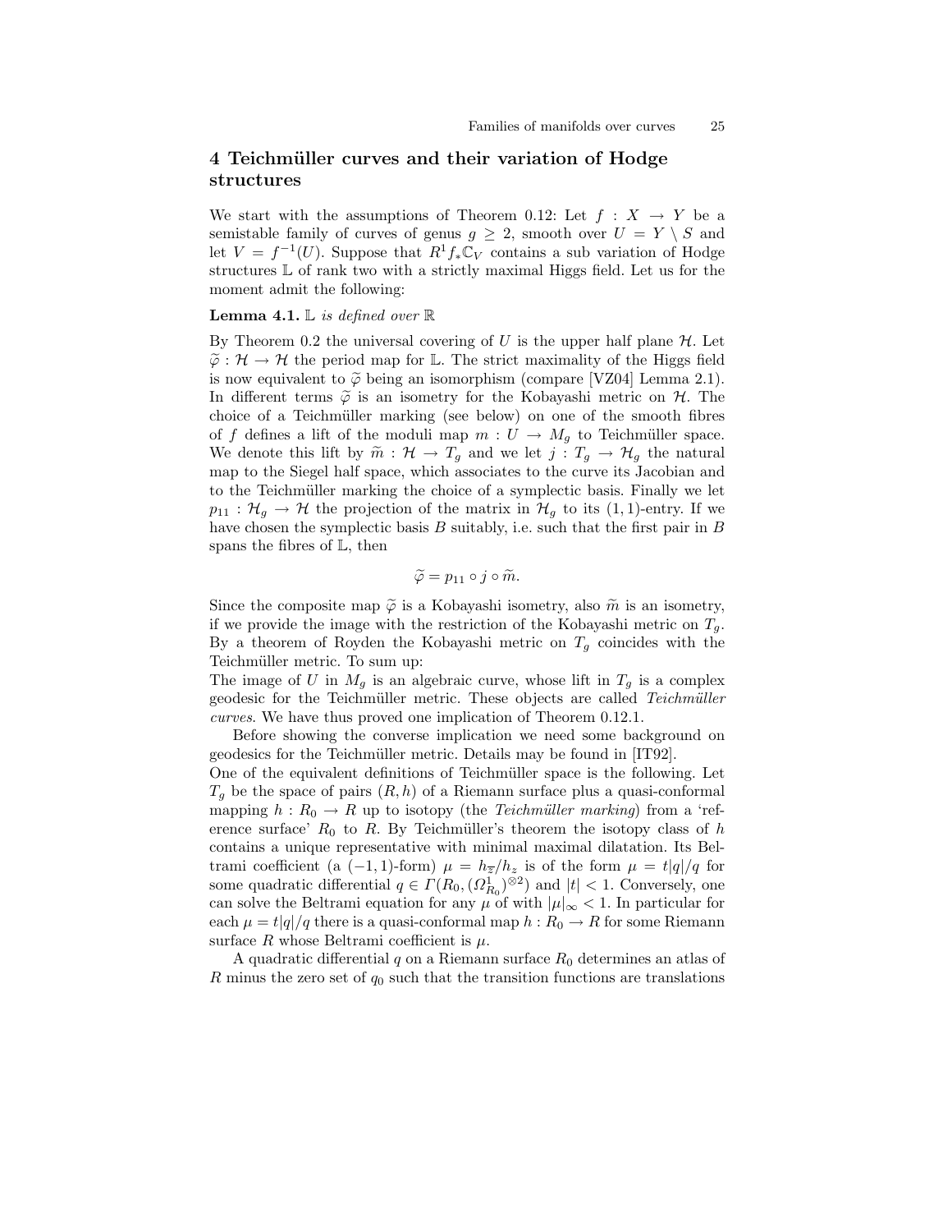## 4 Teichmüller curves and their variation of Hodge structures

We start with the assumptions of Theorem 0.12: Let $f : X \to Y$ be a semistable family of curves of genus $g \geq 2$, smooth over $U = Y \setminus S$ and let $V = f^{-1}(U)$. Suppose that $R^1 f_* \mathbb{C}_V$ contains a sub variation of Hodge structures $\mathbb{L}$ of rank two with a strictly maximal Higgs field. Let us for the moment admit the following:

**Lemma 4.1.** *$\mathbb{L}$ is defined over $\mathbb{R}$*

By Theorem 0.2 the universal covering of $U$ is the upper half plane $\mathcal{H}$. Let $\widetilde{\varphi} : \mathcal{H} \to \mathcal{H}$ the period map for $\mathbb{L}$. The strict maximality of the Higgs field is now equivalent to $\widetilde{\varphi}$ being an isomorphism (compare [VZ04] Lemma 2.1). In different terms $\widetilde{\varphi}$ is an isometry for the Kobayashi metric on $\mathcal{H}$. The choice of a Teichmüller marking (see below) on one of the smooth fibres of $f$ defines a lift of the moduli map $m : U \to M_g$ to Teichmüller space. We denote this lift by $\widetilde{m} : \mathcal{H} \to T_g$ and we let $j : T_g \to \mathcal{H}_g$ the natural map to the Siegel half space, which associates to the curve its Jacobian and to the Teichmüller marking the choice of a symplectic basis. Finally we let $p_{11} : \mathcal{H}_g \to \mathcal{H}$ the projection of the matrix in $\mathcal{H}_g$ to its $(1,1)$-entry. If we have chosen the symplectic basis $B$ suitably, i.e. such that the first pair in $B$ spans the fibres of $\mathbb{L}$, then

$$\widetilde{\varphi} = p_{11} \circ j \circ \widetilde{m}.$$

Since the composite map $\widetilde{\varphi}$ is a Kobayashi isometry, also $\widetilde{m}$ is an isometry, if we provide the image with the restriction of the Kobayashi metric on $T_g$. By a theorem of Royden the Kobayashi metric on $T_g$ coincides with the Teichmüller metric. To sum up:

The image of $U$ in $M_g$ is an algebraic curve, whose lift in $T_g$ is a complex geodesic for the Teichmüller metric. These objects are called *Teichmüller curves*. We have thus proved one implication of Theorem 0.12.1.

Before showing the converse implication we need some background on geodesics for the Teichmüller metric. Details may be found in [IT92].

One of the equivalent definitions of Teichmüller space is the following. Let $T_g$ be the space of pairs $(R, h)$ of a Riemann surface plus a quasi-conformal mapping $h : R_0 \to R$ up to isotopy (the *Teichmüller marking*) from a 'reference surface' $R_0$ to $R$. By Teichmüller's theorem the isotopy class of $h$ contains a unique representative with minimal maximal dilatation. Its Beltrami coefficient (a $(-1,1)$-form) $\mu = h_{\overline{z}}/h_z$ is of the form $\mu = t|q|/q$ for some quadratic differential $q \in \Gamma(R_0, (\Omega^1_{R_0})^{\otimes 2})$ and $|t| < 1$. Conversely, one can solve the Beltrami equation for any $\mu$ of with $|\mu|_\infty < 1$. In particular for each $\mu = t|q|/q$ there is a quasi-conformal map $h : R_0 \to R$ for some Riemann surface $R$ whose Beltrami coefficient is $\mu$.

A quadratic differential $q$ on a Riemann surface $R_0$ determines an atlas of $R$ minus the zero set of $q_0$ such that the transition functions are translations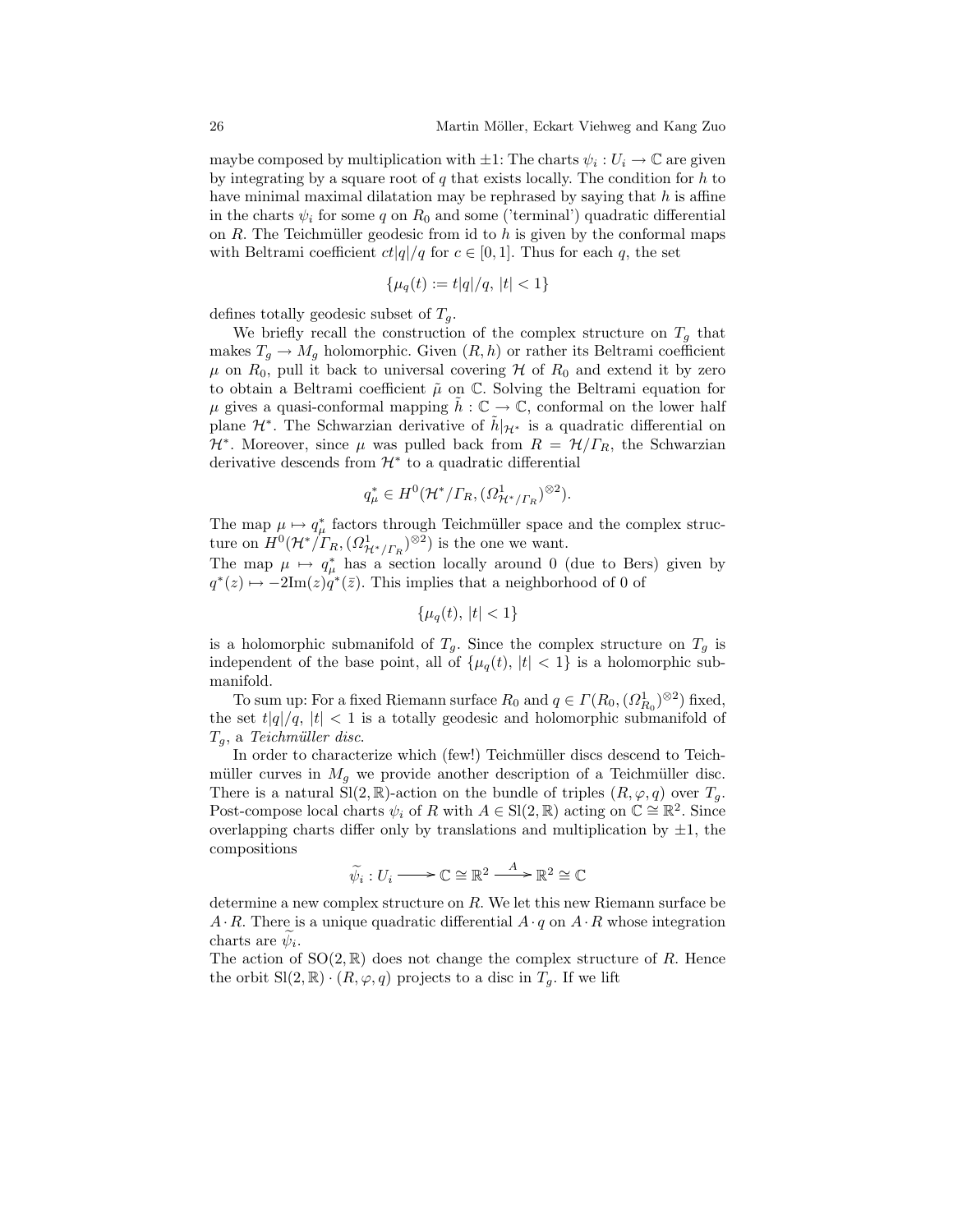maybe composed by multiplication with $\pm 1$: The charts $\psi_i : U_i \to \mathbb{C}$ are given by integrating by a square root of $q$ that exists locally. The condition for $h$ to have minimal maximal dilatation may be rephrased by saying that $h$ is affine in the charts $\psi_i$ for some $q$ on $R_0$ and some ('terminal') quadratic differential on $R$. The Teichmüller geodesic from id to $h$ is given by the conformal maps with Beltrami coefficient $ct|q|/q$ for $c \in [0, 1]$. Thus for each $q$, the set

$$\{\mu_q(t) := t|q|/q, \ |t| < 1\}$$

defines totally geodesic subset of $T_g$.

We briefly recall the construction of the complex structure on $T_g$ that makes $T_g \to M_g$ holomorphic. Given $(R, h)$ or rather its Beltrami coefficient $\mu$ on $R_0$, pull it back to universal covering $\mathcal{H}$ of $R_0$ and extend it by zero to obtain a Beltrami coefficient $\tilde{\mu}$ on $\mathbb{C}$. Solving the Beltrami equation for $\mu$ gives a quasi-conformal mapping $\tilde{h} : \mathbb{C} \to \mathbb{C}$, conformal on the lower half plane $\mathcal{H}^*$. The Schwarzian derivative of $\tilde{h}|_{\mathcal{H}^*}$ is a quadratic differential on $\mathcal{H}^*$. Moreover, since $\mu$ was pulled back from $R = \mathcal{H}/\Gamma_R$, the Schwarzian derivative descends from $\mathcal{H}^*$ to a quadratic differential

$$q^*_\mu \in H^0(\mathcal{H}^*/\Gamma_R, (\Omega^1_{\mathcal{H}^*/\Gamma_R})^{\otimes 2}).$$

The map $\mu \mapsto q^*_\mu$ factors through Teichmüller space and the complex structure on $H^0(\mathcal{H}^*/\Gamma_R, (\Omega^1_{\mathcal{H}^*/\Gamma_R})^{\otimes 2})$ is the one we want.
The map $\mu \mapsto q^*_\mu$ has a section locally around 0 (due to Bers) given by $q^*(z) \mapsto -2\mathrm{Im}(z)q^*(\bar{z})$. This implies that a neighborhood of 0 of

$$\{\mu_q(t), \ |t| < 1\}$$

is a holomorphic submanifold of $T_g$. Since the complex structure on $T_g$ is independent of the base point, all of $\{\mu_q(t), \ |t| < 1\}$ is a holomorphic submanifold.

To sum up: For a fixed Riemann surface $R_0$ and $q \in \Gamma(R_0, (\Omega^1_{R_0})^{\otimes 2})$ fixed, the set $t|q|/q$, $|t| < 1$ is a totally geodesic and holomorphic submanifold of $T_g$, a *Teichmüller disc*.

In order to characterize which (few!) Teichmüller discs descend to Teichmüller curves in $M_g$ we provide another description of a Teichmüller disc. There is a natural $\mathrm{Sl}(2, \mathbb{R})$-action on the bundle of triples $(R, \varphi, q)$ over $T_g$. Post-compose local charts $\psi_i$ of $R$ with $A \in \mathrm{Sl}(2, \mathbb{R})$ acting on $\mathbb{C} \cong \mathbb{R}^2$. Since overlapping charts differ only by translations and multiplication by $\pm 1$, the compositions

$$\widetilde{\psi}_i : U_i \longrightarrow \mathbb{C} \cong \mathbb{R}^2 \xrightarrow{\ A\ } \mathbb{R}^2 \cong \mathbb{C}$$

determine a new complex structure on $R$. We let this new Riemann surface be $A \cdot R$. There is a unique quadratic differential $A \cdot q$ on $A \cdot R$ whose integration charts are $\widetilde{\psi}_i$.
The action of $\mathrm{SO}(2, \mathbb{R})$ does not change the complex structure of $R$. Hence the orbit $\mathrm{Sl}(2, \mathbb{R}) \cdot (R, \varphi, q)$ projects to a disc in $T_g$. If we lift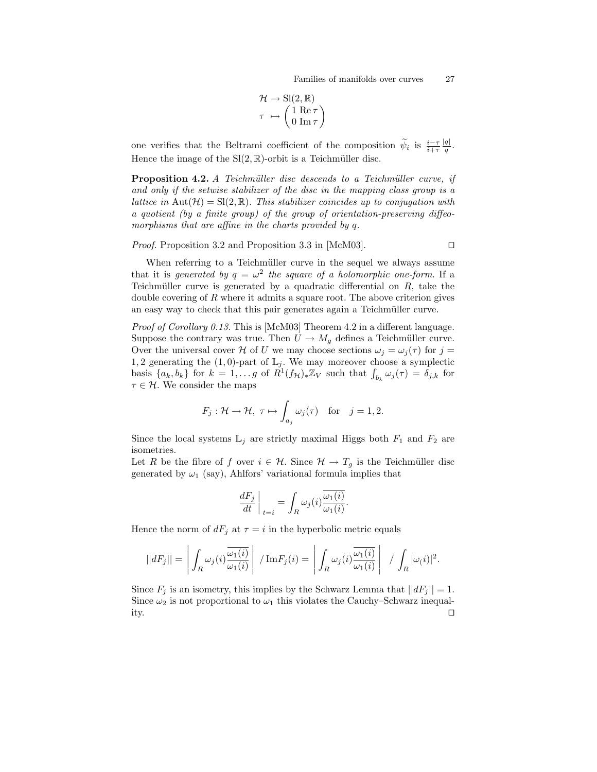$$
\begin{aligned}
\mathcal{H} &\to \mathrm{Sl}(2,\mathbb{R}) \\
\tau &\mapsto \begin{pmatrix} 1 & \mathrm{Re}\,\tau \\ 0 & \mathrm{Im}\,\tau \end{pmatrix}
\end{aligned}
$$

one verifies that the Beltrami coefficient of the composition $\widetilde{\psi}_i$ is $\frac{i-\tau}{i+\tau}\frac{|q|}{q}$. Hence the image of the $\mathrm{Sl}(2,\mathbb{R})$-orbit is a Teichmüller disc.

**Proposition 4.2.** *A Teichmüller disc descends to a Teichmüller curve, if and only if the setwise stabilizer of the disc in the mapping class group is a lattice in* $\mathrm{Aut}(\mathcal{H}) = \mathrm{Sl}(2,\mathbb{R})$. *This stabilizer coincides up to conjugation with a quotient (by a finite group) of the group of orientation-preserving diffeomorphisms that are affine in the charts provided by* $q$.

*Proof.* Proposition 3.2 and Proposition 3.3 in [McM03]. □

When referring to a Teichmüller curve in the sequel we always assume that it is *generated by* $q = \omega^2$ *the square of a holomorphic one-form.* If a Teichmüller curve is generated by a quadratic differential on $R$, take the double covering of $R$ where it admits a square root. The above criterion gives an easy way to check that this pair generates again a Teichmüller curve.

*Proof of Corollary 0.13.* This is [McM03] Theorem 4.2 in a different language. Suppose the contrary was true. Then $U \to M_g$ defines a Teichmüller curve. Over the universal cover $\mathcal{H}$ of $U$ we may choose sections $\omega_j = \omega_j(\tau)$ for $j = 1, 2$ generating the $(1,0)$-part of $\mathbb{L}_j$. We may moreover choose a symplectic basis $\{a_k, b_k\}$ for $k = 1, \ldots g$ of $R^1(f_{\mathcal{H}})_*\mathbb{Z}_V$ such that $\int_{b_k} \omega_j(\tau) = \delta_{j,k}$ for $\tau \in \mathcal{H}$. We consider the maps

$$
F_j : \mathcal{H} \to \mathcal{H}, \ \tau \mapsto \int_{a_j} \omega_j(\tau) \quad \text{for} \quad j = 1, 2.
$$

Since the local systems $\mathbb{L}_j$ are strictly maximal Higgs both $F_1$ and $F_2$ are isometries.
Let $R$ be the fibre of $f$ over $i \in \mathcal{H}$. Since $\mathcal{H} \to T_g$ is the Teichmüller disc generated by $\omega_1$ (say), Ahlfors' variational formula implies that

$$
\left.\frac{dF_j}{dt}\right|_{t=i} = \int_R \omega_j(i) \frac{\overline{\omega_1(i)}}{\omega_1(i)}.
$$

Hence the norm of $dF_j$ at $\tau = i$ in the hyperbolic metric equals

$$
||dF_j|| = \left| \int_R \omega_j(i) \frac{\overline{\omega_1(i)}}{\omega_1(i)} \right| \ / \, \mathrm{Im} F_j(i) = \left| \int_R \omega_j(i) \frac{\overline{\omega_1(i)}}{\omega_1(i)} \right| \ \ / \int_R |\omega_(i)|^2.
$$

Since $F_j$ is an isometry, this implies by the Schwarz Lemma that $||dF_j|| = 1$. Since $\omega_2$ is not proportional to $\omega_1$ this violates the Cauchy–Schwarz inequality. □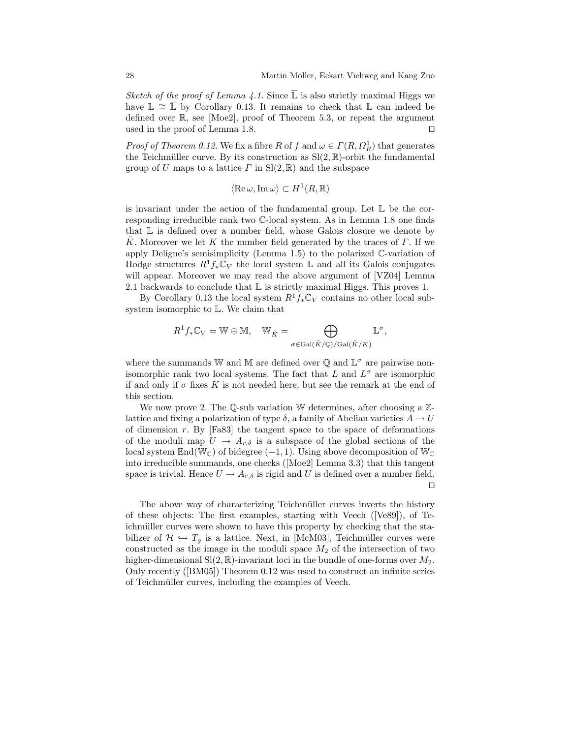*Sketch of the proof of Lemma 4.1.* Since $\overline{\mathbb{L}}$ is also strictly maximal Higgs we have $\mathbb{L} \cong \overline{\mathbb{L}}$ by Corollary 0.13. It remains to check that $\mathbb{L}$ can indeed be defined over $\mathbb{R}$, see [Moe2], proof of Theorem 5.3, or repeat the argument used in the proof of Lemma 1.8. $\square$

*Proof of Theorem 0.12.* We fix a fibre $R$ of $f$ and $\omega \in \Gamma(R, \Omega^1_R)$ that generates the Teichmüller curve. By its construction as $\mathrm{Sl}(2,\mathbb{R})$-orbit the fundamental group of $U$ maps to a lattice $\Gamma$ in $\mathrm{Sl}(2,\mathbb{R})$ and the subspace

$$\langle \mathrm{Re}\,\omega, \mathrm{Im}\,\omega \rangle \subset H^1(R,\mathbb{R})$$

is invariant under the action of the fundamental group. Let $\mathbb{L}$ be the corresponding irreducible rank two $\mathbb{C}$-local system. As in Lemma 1.8 one finds that $\mathbb{L}$ is defined over a number field, whose Galois closure we denote by $\tilde{K}$. Moreover we let $K$ the number field generated by the traces of $\Gamma$. If we apply Deligne's semisimplicity (Lemma 1.5) to the polarized $\mathbb{C}$-variation of Hodge structures $R^1 f_* \mathbb{C}_V$ the local system $\mathbb{L}$ and all its Galois conjugates will appear. Moreover we may read the above argument of [VZ04] Lemma 2.1 backwards to conclude that $\mathbb{L}$ is strictly maximal Higgs. This proves 1.

By Corollary 0.13 the local system $R^1 f_* \mathbb{C}_V$ contains no other local subsystem isomorphic to $\mathbb{L}$. We claim that

$$R^1 f_* \mathbb{C}_V = \mathbb{W} \oplus \mathbb{M}, \quad \mathbb{W}_{\tilde{K}} = \bigoplus_{\sigma \in \mathrm{Gal}(\tilde{K}/\mathbb{Q})/\mathrm{Gal}(\tilde{K}/K)} \mathbb{L}^\sigma,$$

where the summands $\mathbb{W}$ and $\mathbb{M}$ are defined over $\mathbb{Q}$ and $\mathbb{L}^\sigma$ are pairwise nonisomorphic rank two local systems. The fact that $L$ and $L^\sigma$ are isomorphic if and only if $\sigma$ fixes $K$ is not needed here, but see the remark at the end of this section.

We now prove 2. The $\mathbb{Q}$-sub variation $\mathbb{W}$ determines, after choosing a $\mathbb{Z}$-lattice and fixing a polarization of type $\delta$, a family of Abelian varieties $A \to U$ of dimension $r$. By [Fa83] the tangent space to the space of deformations of the moduli map $U \to A_{r,\delta}$ is a subspace of the global sections of the local system $\mathrm{End}(\mathbb{W}_{\mathbb{C}})$ of bidegree $(-1,1)$. Using above decomposition of $\mathbb{W}_{\mathbb{C}}$ into irreducible summands, one checks ([Moe2] Lemma 3.3) that this tangent space is trivial. Hence $U \to A_{r,\delta}$ is rigid and $U$ is defined over a number field. $\square$

The above way of characterizing Teichmüller curves inverts the history of these objects: The first examples, starting with Veech ([Ve89]), of Teichmüller curves were shown to have this property by checking that the stabilizer of $\mathcal{H} \hookrightarrow T_g$ is a lattice. Next, in [McM03], Teichmüller curves were constructed as the image in the moduli space $M_2$ of the intersection of two higher-dimensional $\mathrm{Sl}(2,\mathbb{R})$-invariant loci in the bundle of one-forms over $M_2$. Only recently ([BM05]) Theorem 0.12 was used to construct an infinite series of Teichmüller curves, including the examples of Veech.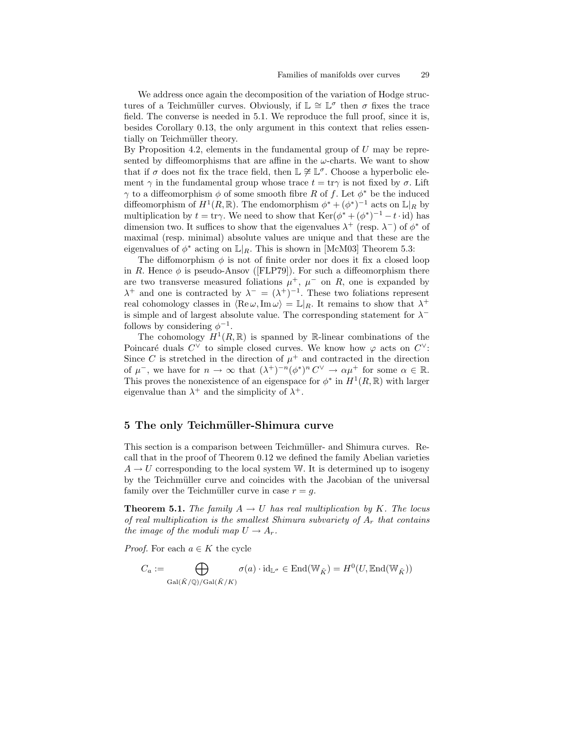We address once again the decomposition of the variation of Hodge structures of a Teichmüller curves. Obviously, if $\mathbb{L} \cong \mathbb{L}^\sigma$ then $\sigma$ fixes the trace field. The converse is needed in 5.1. We reproduce the full proof, since it is, besides Corollary 0.13, the only argument in this context that relies essentially on Teichmüller theory.

By Proposition 4.2, elements in the fundamental group of $U$ may be represented by diffeomorphisms that are affine in the $\omega$-charts. We want to show that if $\sigma$ does not fix the trace field, then $\mathbb{L} \not\cong \mathbb{L}^\sigma$. Choose a hyperbolic element $\gamma$ in the fundamental group whose trace $t = \mathrm{tr}\gamma$ is not fixed by $\sigma$. Lift $\gamma$ to a diffeomorphism $\phi$ of some smooth fibre $R$ of $f$. Let $\phi^*$ be the induced diffeomorphism of $H^1(R, \mathbb{R})$. The endomorphism $\phi^* + (\phi^*)^{-1}$ acts on $\mathbb{L}|_R$ by multiplication by $t = \mathrm{tr}\gamma$. We need to show that $\mathrm{Ker}(\phi^* + (\phi^*)^{-1} - t \cdot \mathrm{id})$ has dimension two. It suffices to show that the eigenvalues $\lambda^+$ (resp. $\lambda^-$) of $\phi^*$ of maximal (resp. minimal) absolute values are unique and that these are the eigenvalues of $\phi^*$ acting on $\mathbb{L}|_R$. This is shown in [McM03] Theorem 5.3:

The diffomorphism $\phi$ is not of finite order nor does it fix a closed loop in $R$. Hence $\phi$ is pseudo-Ansov ([FLP79]). For such a diffeomorphism there are two transverse measured foliations $\mu^+$, $\mu^-$ on $R$, one is expanded by $\lambda^+$ and one is contracted by $\lambda^- = (\lambda^+)^{-1}$. These two foliations represent real cohomology classes in $\langle \mathrm{Re}\,\omega, \mathrm{Im}\,\omega \rangle = \mathbb{L}|_R$. It remains to show that $\lambda^+$ is simple and of largest absolute value. The corresponding statement for $\lambda^-$ follows by considering $\phi^{-1}$.

The cohomology $H^1(R, \mathbb{R})$ is spanned by $\mathbb{R}$-linear combinations of the Poincaré duals $C^\vee$ to simple closed curves. We know how $\varphi$ acts on $C^\vee$: Since $C$ is stretched in the direction of $\mu^+$ and contracted in the direction of $\mu^-$, we have for $n \to \infty$ that $(\lambda^+)^{-n} (\phi^*)^n C^\vee \to \alpha \mu^+$ for some $\alpha \in \mathbb{R}$. This proves the nonexistence of an eigenspace for $\phi^*$ in $H^1(R, \mathbb{R})$ with larger eigenvalue than $\lambda^+$ and the simplicity of $\lambda^+$.

## 5 The only Teichmüller-Shimura curve

This section is a comparison between Teichmüller- and Shimura curves. Recall that in the proof of Theorem 0.12 we defined the family Abelian varieties $A \to U$ corresponding to the local system $\mathbb{W}$. It is determined up to isogeny by the Teichmüller curve and coincides with the Jacobian of the universal family over the Teichmüller curve in case $r = g$.

**Theorem 5.1.** *The family $A \to U$ has real multiplication by $K$. The locus of real multiplication is the smallest Shimura subvariety of $A_r$ that contains the image of the moduli map $U \to A_r$.*

*Proof.* For each $a \in K$ the cycle

$$C_a := \bigoplus_{\mathrm{Gal}(\tilde{K}/\mathbb{Q})/\mathrm{Gal}(\tilde{K}/K)} \sigma(a) \cdot \mathrm{id}_{\mathbb{L}^\sigma} \in \mathrm{End}(\mathbb{W}_{\tilde{K}}) = H^0(U, \mathbb{E}\mathrm{nd}(\mathbb{W}_{\tilde{K}}))$$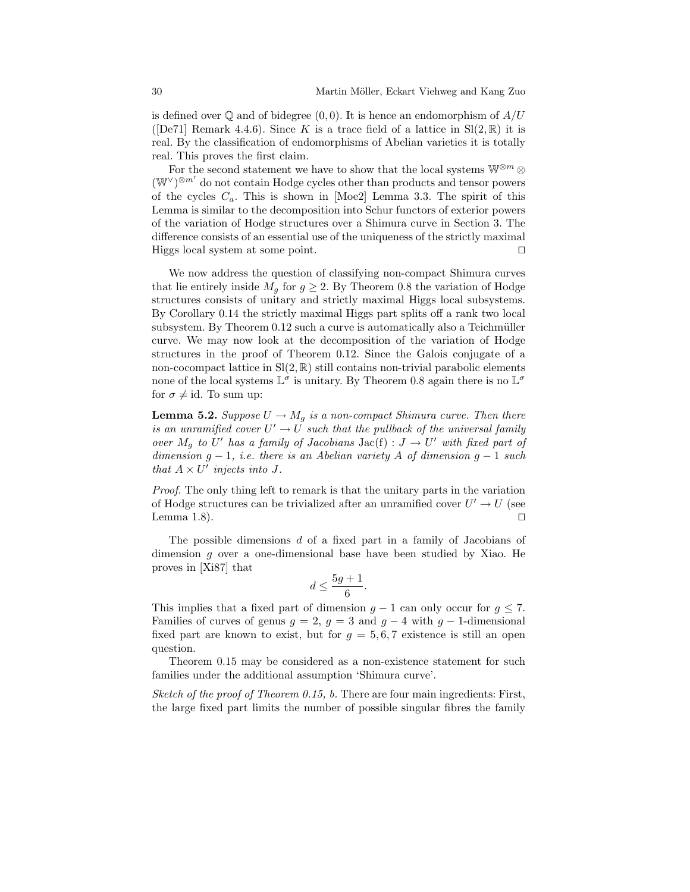is defined over $\mathbb{Q}$ and of bidegree $(0,0)$. It is hence an endomorphism of $A/U$ ([De71] Remark 4.4.6). Since $K$ is a trace field of a lattice in $\mathrm{Sl}(2,\mathbb{R})$ it is real. By the classification of endomorphisms of Abelian varieties it is totally real. This proves the first claim.

For the second statement we have to show that the local systems $\mathbb{W}^{\otimes m} \otimes (\mathbb{W}^{\vee})^{\otimes m'}$ do not contain Hodge cycles other than products and tensor powers of the cycles $C_a$. This is shown in [Moe2] Lemma 3.3. The spirit of this Lemma is similar to the decomposition into Schur functors of exterior powers of the variation of Hodge structures over a Shimura curve in Section 3. The difference consists of an essential use of the uniqueness of the strictly maximal Higgs local system at some point. □

We now address the question of classifying non-compact Shimura curves that lie entirely inside $M_g$ for $g \geq 2$. By Theorem 0.8 the variation of Hodge structures consists of unitary and strictly maximal Higgs local subsystems. By Corollary 0.14 the strictly maximal Higgs part splits off a rank two local subsystem. By Theorem 0.12 such a curve is automatically also a Teichmüller curve. We may now look at the decomposition of the variation of Hodge structures in the proof of Theorem 0.12. Since the Galois conjugate of a non-cocompact lattice in $\mathrm{Sl}(2,\mathbb{R})$ still contains non-trivial parabolic elements none of the local systems $\mathbb{L}^{\sigma}$ is unitary. By Theorem 0.8 again there is no $\mathbb{L}^{\sigma}$ for $\sigma \neq \mathrm{id}$. To sum up:

**Lemma 5.2.** *Suppose $U \to M_g$ is a non-compact Shimura curve. Then there is an unramified cover $U' \to U$ such that the pullback of the universal family over $M_g$ to $U'$ has a family of Jacobians $\mathrm{Jac(f)} : J \to U'$ with fixed part of dimension $g-1$, i.e. there is an Abelian variety $A$ of dimension $g-1$ such that $A \times U'$ injects into $J$.*

*Proof.* The only thing left to remark is that the unitary parts in the variation of Hodge structures can be trivialized after an unramified cover $U' \to U$ (see Lemma 1.8). □

The possible dimensions $d$ of a fixed part in a family of Jacobians of dimension $g$ over a one-dimensional base have been studied by Xiao. He proves in [Xi87] that

$$d \leq \frac{5g+1}{6}.$$

This implies that a fixed part of dimension $g-1$ can only occur for $g \leq 7$. Families of curves of genus $g=2$, $g=3$ and $g-4$ with $g-1$-dimensional fixed part are known to exist, but for $g = 5, 6, 7$ existence is still an open question.

Theorem 0.15 may be considered as a non-existence statement for such families under the additional assumption 'Shimura curve'.

*Sketch of the proof of Theorem 0.15, b.* There are four main ingredients: First, the large fixed part limits the number of possible singular fibres the family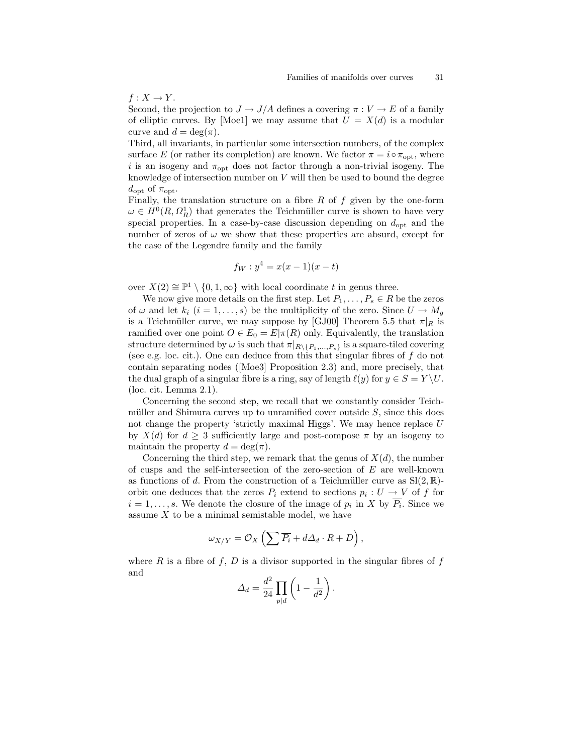$f : X \to Y$.

Second, the projection to $J \to J/A$ defines a covering $\pi : V \to E$ of a family of elliptic curves. By [Moe1] we may assume that $U = X(d)$ is a modular curve and $d = \deg(\pi)$.

Third, all invariants, in particular some intersection numbers, of the complex surface $E$ (or rather its completion) are known. We factor $\pi = i \circ \pi_{\text{opt}}$, where $i$ is an isogeny and $\pi_{\text{opt}}$ does not factor through a non-trivial isogeny. The knowledge of intersection number on $V$ will then be used to bound the degree $d_{\text{opt}}$ of $\pi_{\text{opt}}$.

Finally, the translation structure on a fibre $R$ of $f$ given by the one-form $\omega \in H^0(R, \Omega^1_R)$ that generates the Teichmüller curve is shown to have very special properties. In a case-by-case discussion depending on $d_{\text{opt}}$ and the number of zeros of $\omega$ we show that these properties are absurd, except for the case of the Legendre family and the family

$$f_W : y^4 = x(x-1)(x-t)$$

over $X(2) \cong \mathbb{P}^1 \setminus \{0, 1, \infty\}$ with local coordinate $t$ in genus three.

We now give more details on the first step. Let $P_1, \ldots, P_s \in R$ be the zeros of $\omega$ and let $k_i$ $(i = 1, \ldots, s)$ be the multiplicity of the zero. Since $U \to M_g$ is a Teichmüller curve, we may suppose by [GJ00] Theorem 5.5 that $\pi|_R$ is ramified over one point $O \in E_0 = E|\pi(R)$ only. Equivalently, the translation structure determined by $\omega$ is such that $\pi|_{R \setminus \{P_1,\ldots,P_s\}}$ is a square-tiled covering (see e.g. loc. cit.). One can deduce from this that singular fibres of $f$ do not contain separating nodes ([Moe3] Proposition 2.3) and, more precisely, that the dual graph of a singular fibre is a ring, say of length $\ell(y)$ for $y \in S = Y \setminus U$. (loc. cit. Lemma 2.1).

Concerning the second step, we recall that we constantly consider Teichmüller and Shimura curves up to unramified cover outside $S$, since this does not change the property 'strictly maximal Higgs'. We may hence replace $U$ by $X(d)$ for $d \geq 3$ sufficiently large and post-compose $\pi$ by an isogeny to maintain the property $d = \deg(\pi)$.

Concerning the third step, we remark that the genus of $X(d)$, the number of cusps and the self-intersection of the zero-section of $E$ are well-known as functions of $d$. From the construction of a Teichmüller curve as $\mathrm{Sl}(2, \mathbb{R})$-orbit one deduces that the zeros $P_i$ extend to sections $p_i : U \to V$ of $f$ for $i = 1, \ldots, s$. We denote the closure of the image of $p_i$ in $X$ by $\overline{P_i}$. Since we assume $X$ to be a minimal semistable model, we have

$$\omega_{X/Y} = \mathcal{O}_X\left(\sum \overline{P_i} + d\Delta_d \cdot R + D\right),$$

where $R$ is a fibre of $f$, $D$ is a divisor supported in the singular fibres of $f$ and

$$\Delta_d = \frac{d^2}{24} \prod_{p|d} \left(1 - \frac{1}{d^2}\right).$$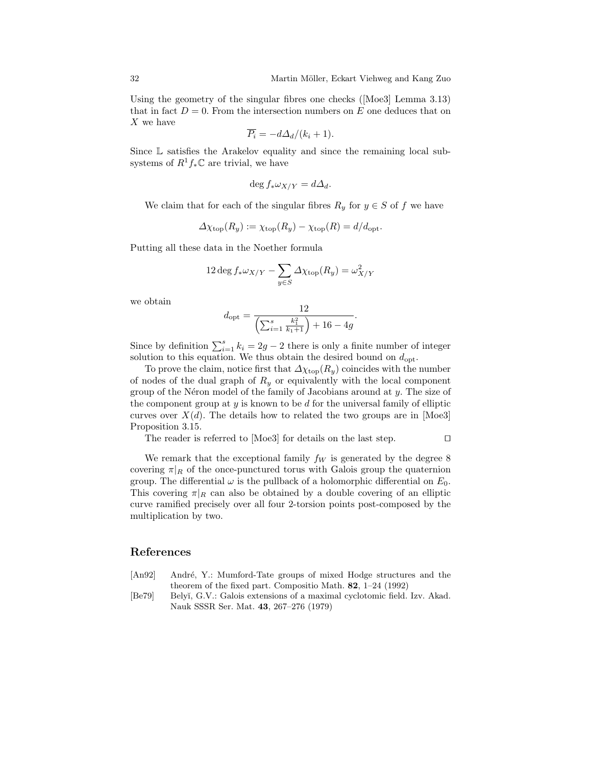Using the geometry of the singular fibres one checks ([Moe3] Lemma 3.13) that in fact $D = 0$. From the intersection numbers on $E$ one deduces that on $X$ we have

$$\overline{P_i} = -d\Delta_d/(k_i + 1).$$

Since $\mathbb{L}$ satisfies the Arakelov equality and since the remaining local subsystems of $R^1 f_* \mathbb{C}$ are trivial, we have

$$\deg f_* \omega_{X/Y} = d\Delta_d.$$

We claim that for each of the singular fibres $R_y$ for $y \in S$ of $f$ we have

$$\Delta\chi_{\mathrm{top}}(R_y) := \chi_{\mathrm{top}}(R_y) - \chi_{\mathrm{top}}(R) = d/d_{\mathrm{opt}}.$$

Putting all these data in the Noether formula

$$12 \deg f_* \omega_{X/Y} - \sum_{y \in S} \Delta\chi_{\mathrm{top}}(R_y) = \omega_{X/Y}^2$$

we obtain

$$d_{\mathrm{opt}} = \frac{12}{\left(\sum_{i=1}^{s} \frac{k_1^2}{k_1+1}\right) + 16 - 4g}.$$

Since by definition $\sum_{i=1}^{s} k_i = 2g - 2$ there is only a finite number of integer solution to this equation. We thus obtain the desired bound on $d_{\mathrm{opt}}$.

To prove the claim, notice first that $\Delta\chi_{\mathrm{top}}(R_y)$ coincides with the number of nodes of the dual graph of $R_y$ or equivalently with the local component group of the Néron model of the family of Jacobians around at $y$. The size of the component group at $y$ is known to be $d$ for the universal family of elliptic curves over $X(d)$. The details how to related the two groups are in [Moe3] Proposition 3.15.

The reader is referred to [Moe3] for details on the last step. □

We remark that the exceptional family $f_W$ is generated by the degree 8 covering $\pi|_R$ of the once-punctured torus with Galois group the quaternion group. The differential $\omega$ is the pullback of a holomorphic differential on $E_0$. This covering $\pi|_R$ can also be obtained by a double covering of an elliptic curve ramified precisely over all four 2-torsion points post-composed by the multiplication by two.

## References

[An92] André, Y.: Mumford-Tate groups of mixed Hodge structures and the theorem of the fixed part. Compositio Math. **82**, 1–24 (1992)

[Be79] Belyĭ, G.V.: Galois extensions of a maximal cyclotomic field. Izv. Akad. Nauk SSSR Ser. Mat. **43**, 267–276 (1979)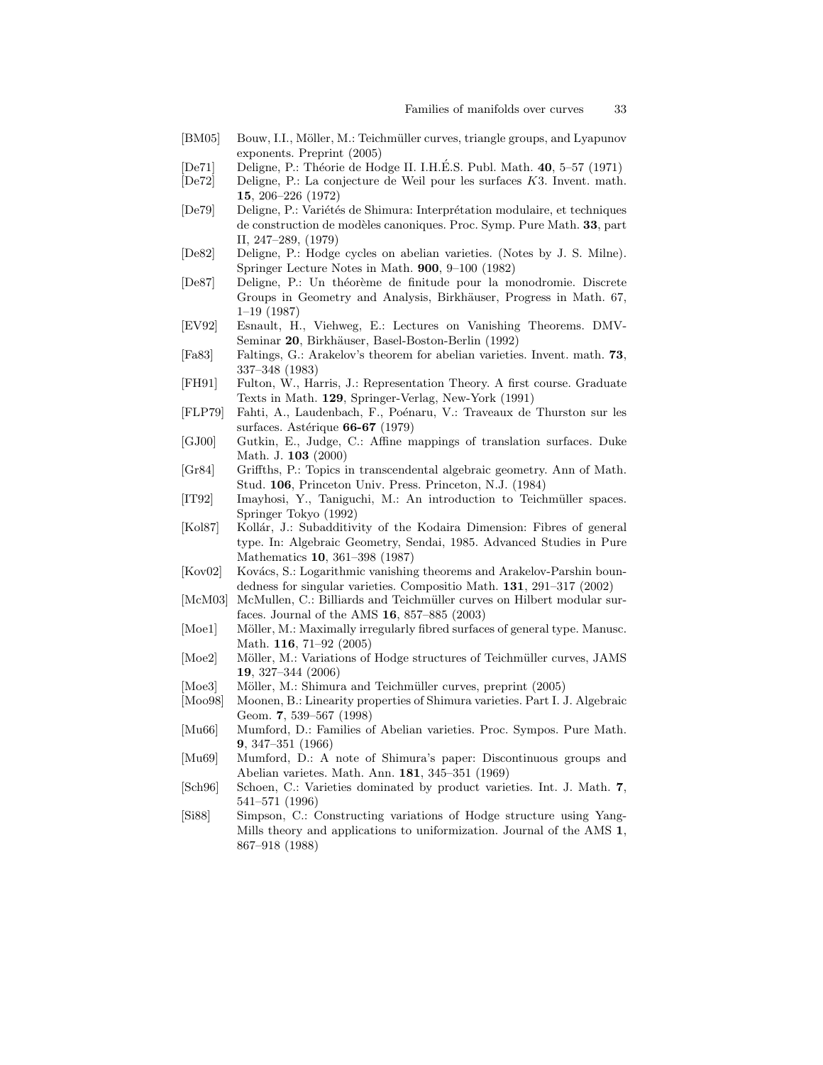[BM05] Bouw, I.I., Möller, M.: Teichmüller curves, triangle groups, and Lyapunov exponents. Preprint (2005)

[De71] Deligne, P.: Théorie de Hodge II. I.H.É.S. Publ. Math. **40**, 5–57 (1971)

[De72] Deligne, P.: La conjecture de Weil pour les surfaces $K3$. Invent. math. **15**, 206–226 (1972)

[De79] Deligne, P.: Variétés de Shimura: Interprétation modulaire, et techniques de construction de modèles canoniques. Proc. Symp. Pure Math. **33**, part II, 247–289, (1979)

[De82] Deligne, P.: Hodge cycles on abelian varieties. (Notes by J. S. Milne). Springer Lecture Notes in Math. **900**, 9–100 (1982)

[De87] Deligne, P.: Un théorème de finitude pour la monodromie. Discrete Groups in Geometry and Analysis, Birkhäuser, Progress in Math. 67, 1–19 (1987)

[EV92] Esnault, H., Viehweg, E.: Lectures on Vanishing Theorems. DMV-Seminar **20**, Birkhäuser, Basel-Boston-Berlin (1992)

[Fa83] Faltings, G.: Arakelov's theorem for abelian varieties. Invent. math. **73**, 337–348 (1983)

[FH91] Fulton, W., Harris, J.: Representation Theory. A first course. Graduate Texts in Math. **129**, Springer-Verlag, New-York (1991)

[FLP79] Fahti, A., Laudenbach, F., Poénaru, V.: Traveaux de Thurston sur les surfaces. Astérique **66-67** (1979)

[GJ00] Gutkin, E., Judge, C.: Affine mappings of translation surfaces. Duke Math. J. **103** (2000)

[Gr84] Griffths, P.: Topics in transcendental algebraic geometry. Ann of Math. Stud. **106**, Princeton Univ. Press. Princeton, N.J. (1984)

[IT92] Imayhosi, Y., Taniguchi, M.: An introduction to Teichmüller spaces. Springer Tokyo (1992)

[Kol87] Kollár, J.: Subadditivity of the Kodaira Dimension: Fibres of general type. In: Algebraic Geometry, Sendai, 1985. Advanced Studies in Pure Mathematics **10**, 361–398 (1987)

[Kov02] Kovács, S.: Logarithmic vanishing theorems and Arakelov-Parshin boundedness for singular varieties. Compositio Math. **131**, 291–317 (2002)

[McM03] McMullen, C.: Billiards and Teichmüller curves on Hilbert modular surfaces. Journal of the AMS **16**, 857–885 (2003)

[Moe1] Möller, M.: Maximally irregularly fibred surfaces of general type. Manusc. Math. **116**, 71–92 (2005)

[Moe2] Möller, M.: Variations of Hodge structures of Teichmüller curves, JAMS **19**, 327–344 (2006)

[Moe3] Möller, M.: Shimura and Teichmüller curves, preprint (2005)

[Moo98] Moonen, B.: Linearity properties of Shimura varieties. Part I. J. Algebraic Geom. **7**, 539–567 (1998)

[Mu66] Mumford, D.: Families of Abelian varieties. Proc. Sympos. Pure Math. **9**, 347–351 (1966)

[Mu69] Mumford, D.: A note of Shimura's paper: Discontinuous groups and Abelian varietes. Math. Ann. **181**, 345–351 (1969)

[Sch96] Schoen, C.: Varieties dominated by product varieties. Int. J. Math. **7**, 541–571 (1996)

[Si88] Simpson, C.: Constructing variations of Hodge structure using Yang-Mills theory and applications to uniformization. Journal of the AMS **1**, 867–918 (1988)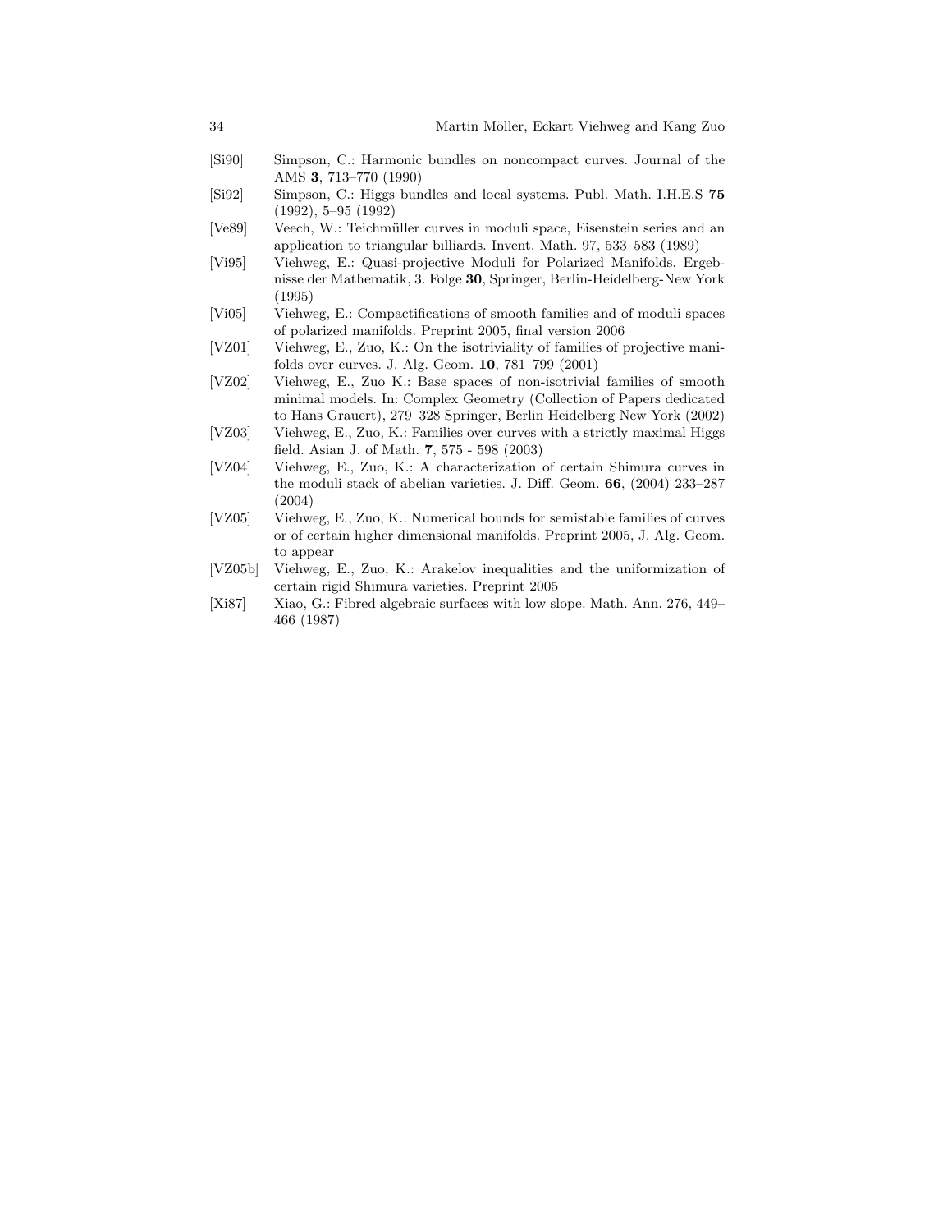[Si90] Simpson, C.: Harmonic bundles on noncompact curves. Journal of the AMS **3**, 713–770 (1990)

[Si92] Simpson, C.: Higgs bundles and local systems. Publ. Math. I.H.E.S **75** (1992), 5–95 (1992)

[Ve89] Veech, W.: Teichmüller curves in moduli space, Eisenstein series and an application to triangular billiards. Invent. Math. 97, 533–583 (1989)

[Vi95] Viehweg, E.: Quasi-projective Moduli for Polarized Manifolds. Ergebnisse der Mathematik, 3. Folge **30**, Springer, Berlin-Heidelberg-New York (1995)

[Vi05] Viehweg, E.: Compactifications of smooth families and of moduli spaces of polarized manifolds. Preprint 2005, final version 2006

[VZ01] Viehweg, E., Zuo, K.: On the isotriviality of families of projective manifolds over curves. J. Alg. Geom. **10**, 781–799 (2001)

[VZ02] Viehweg, E., Zuo K.: Base spaces of non-isotrivial families of smooth minimal models. In: Complex Geometry (Collection of Papers dedicated to Hans Grauert), 279–328 Springer, Berlin Heidelberg New York (2002)

[VZ03] Viehweg, E., Zuo, K.: Families over curves with a strictly maximal Higgs field. Asian J. of Math. **7**, 575 - 598 (2003)

[VZ04] Viehweg, E., Zuo, K.: A characterization of certain Shimura curves in the moduli stack of abelian varieties. J. Diff. Geom. **66**, (2004) 233–287 (2004)

[VZ05] Viehweg, E., Zuo, K.: Numerical bounds for semistable families of curves or of certain higher dimensional manifolds. Preprint 2005, J. Alg. Geom. to appear

[VZ05b] Viehweg, E., Zuo, K.: Arakelov inequalities and the uniformization of certain rigid Shimura varieties. Preprint 2005

[Xi87] Xiao, G.: Fibred algebraic surfaces with low slope. Math. Ann. 276, 449–466 (1987)